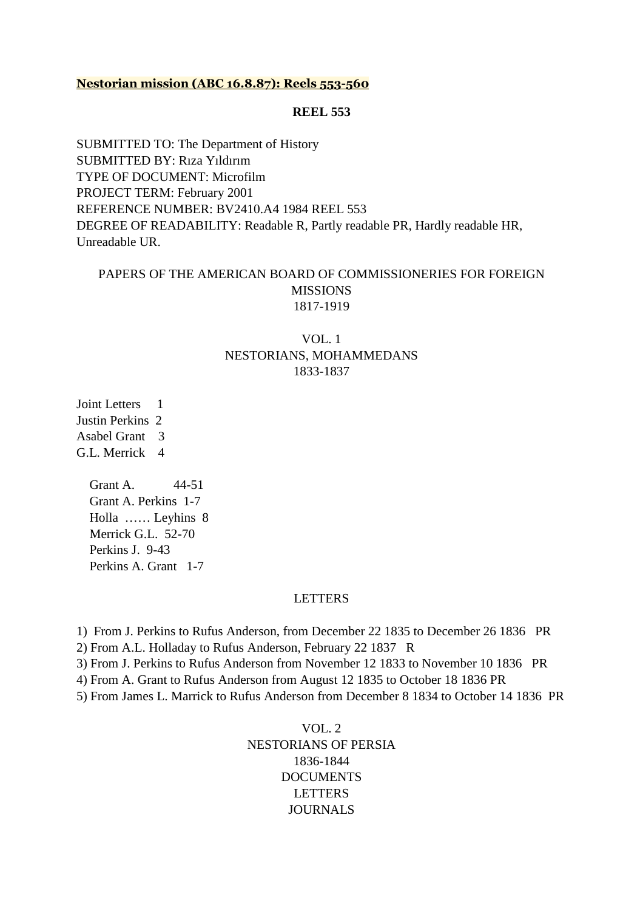**Nestorian mission (ABC 16.8.87): Reels 553-560**

**REEL 553**

SUBMITTED TO: The Department of History
SUBMITTED BY: Rıza Yıldırım
TYPE OF DOCUMENT: Microfilm
PROJECT TERM: February 2001
REFERENCE NUMBER: BV2410.A4 1984 REEL 553
DEGREE OF READABILITY: Readable R, Partly readable PR, Hardly readable HR, Unreadable UR.

PAPERS OF THE AMERICAN BOARD OF COMMISSIONERIES FOR FOREIGN MISSIONS
1817-1919

VOL. 1
NESTORIANS, MOHAMMEDANS
1833-1837

Joint Letters 1
Justin Perkins 2
Asabel Grant 3
G.L. Merrick 4

Grant A. 44-51
Grant A. Perkins 1-7
Holla …… Leyhins 8
Merrick G.L. 52-70
Perkins J. 9-43
Perkins A. Grant 1-7

LETTERS

1) From J. Perkins to Rufus Anderson, from December 22 1835 to December 26 1836 PR
2) From A.L. Holladay to Rufus Anderson, February 22 1837 R
3) From J. Perkins to Rufus Anderson from November 12 1833 to November 10 1836 PR
4) From A. Grant to Rufus Anderson from August 12 1835 to October 18 1836 PR
5) From James L. Marrick to Rufus Anderson from December 8 1834 to October 14 1836 PR

VOL. 2
NESTORIANS OF PERSIA
1836-1844
DOCUMENTS
LETTERS
JOURNALS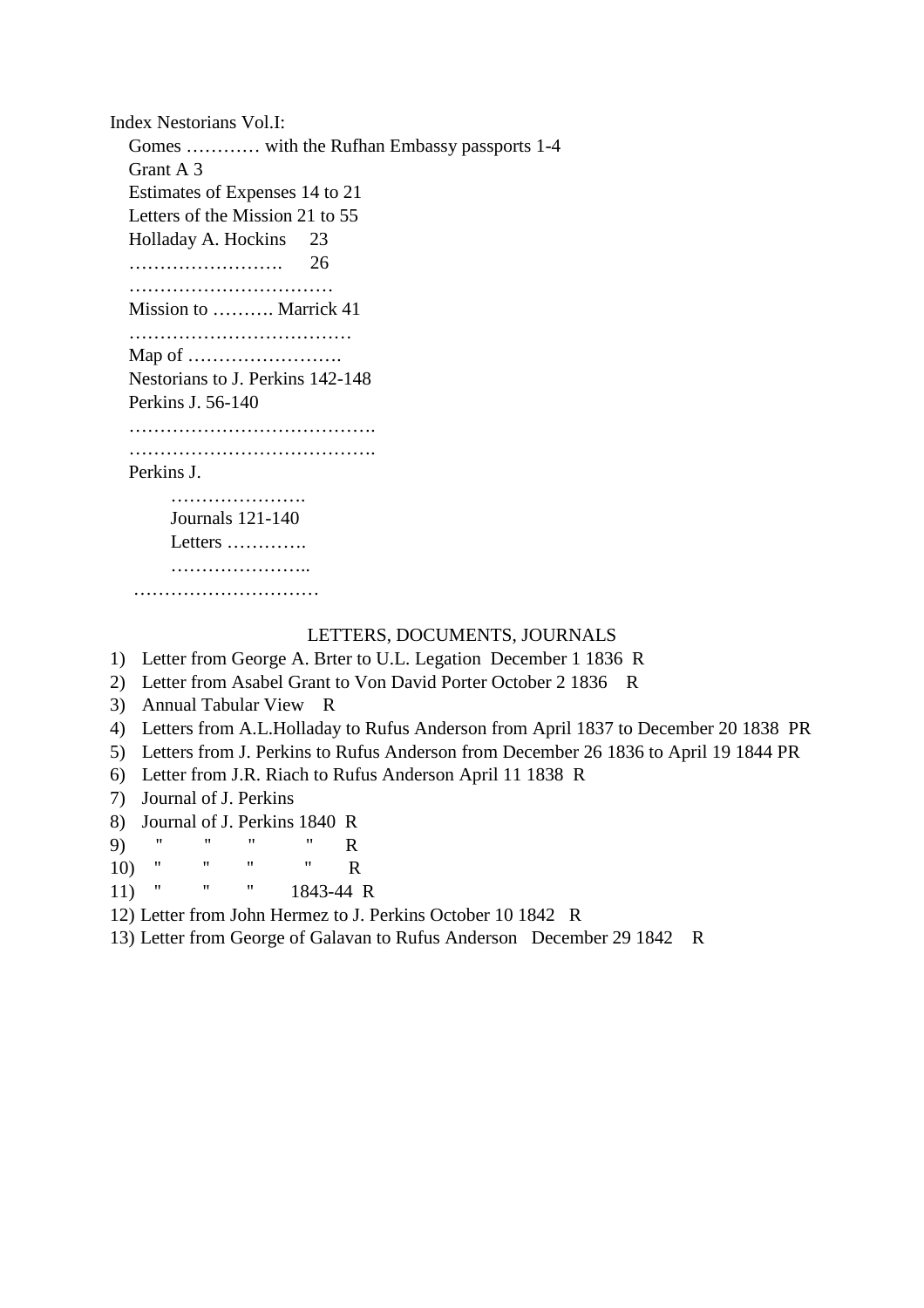Index Nestorians Vol.I:

Gomes ………… with the Rufhan Embassy passports 1-4
Grant A 3
Estimates of Expenses 14 to 21
Letters of the Mission 21 to 55
Holladay A. Hockins 23
……………………. 26
……………………………
Mission to ………. Marrick 41
………………………………
Map of …………………….
Nestorians to J. Perkins 142-148
Perkins J. 56-140
………………………………….
………………………………….
Perkins J.

………………….
Journals 121-140
Letters ………….
…………………..

…………………………

LETTERS, DOCUMENTS, JOURNALS

1) Letter from George A. Brter to U.L. Legation December 1 1836 R
2) Letter from Asabel Grant to Von David Porter October 2 1836 R
3) Annual Tabular View R
4) Letters from A.L.Holladay to Rufus Anderson from April 1837 to December 20 1838 PR
5) Letters from J. Perkins to Rufus Anderson from December 26 1836 to April 19 1844 PR
6) Letter from J.R. Riach to Rufus Anderson April 11 1838 R
7) Journal of J. Perkins
8) Journal of J. Perkins 1840 R
9) " " " " R
10) " " " " R
11) " " " 1843-44 R
12) Letter from John Hermez to J. Perkins October 10 1842 R
13) Letter from George of Galavan to Rufus Anderson December 29 1842 R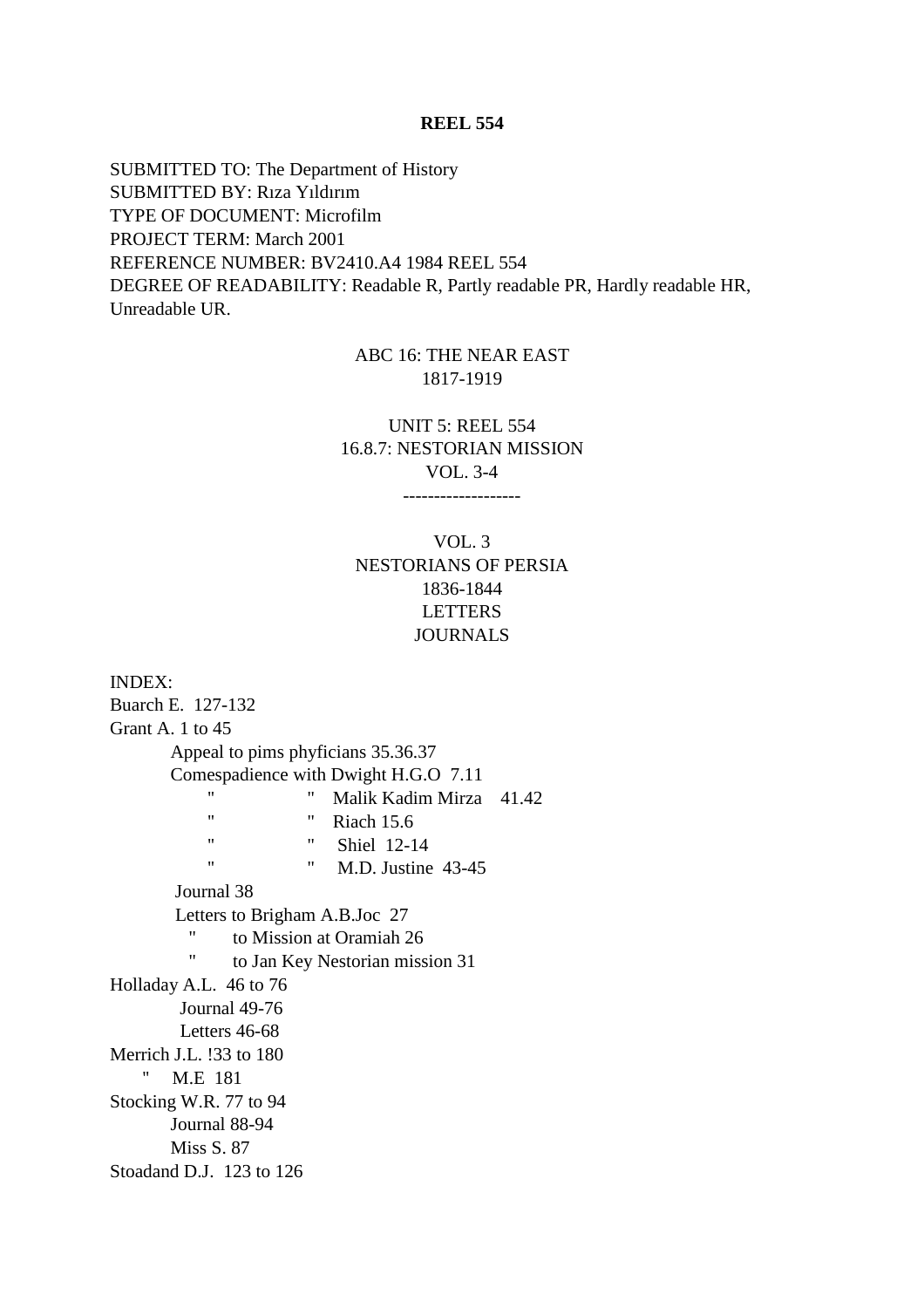**REEL 554**

SUBMITTED TO: The Department of History
SUBMITTED BY: Rıza Yıldırım
TYPE OF DOCUMENT: Microfilm
PROJECT TERM: March 2001
REFERENCE NUMBER: BV2410.A4 1984 REEL 554
DEGREE OF READABILITY: Readable R, Partly readable PR, Hardly readable HR, Unreadable UR.

ABC 16: THE NEAR EAST
1817-1919

UNIT 5: REEL 554
16.8.7: NESTORIAN MISSION
VOL. 3-4

-------------------

VOL. 3
NESTORIANS OF PERSIA
1836-1844
LETTERS
JOURNALS

INDEX:

Buarch E. 127-132
Grant A. 1 to 45
- Appeal to pims phyficians 35.36.37
- Comespadience with Dwight H.G.O 7.11
  - " " Malik Kadim Mirza 41.42
  - " " Riach 15.6
  - " " Shiel 12-14
  - " " M.D. Justine 43-45
- Journal 38
- Letters to Brigham A.B.Joc 27
  - " to Mission at Oramiah 26
  - " to Jan Key Nestorian mission 31

Holladay A.L. 46 to 76
- Journal 49-76
- Letters 46-68

Merrich J.L. !33 to 180
" M.E 181

Stocking W.R. 77 to 94
- Journal 88-94
- Miss S. 87

Stoadand D.J. 123 to 126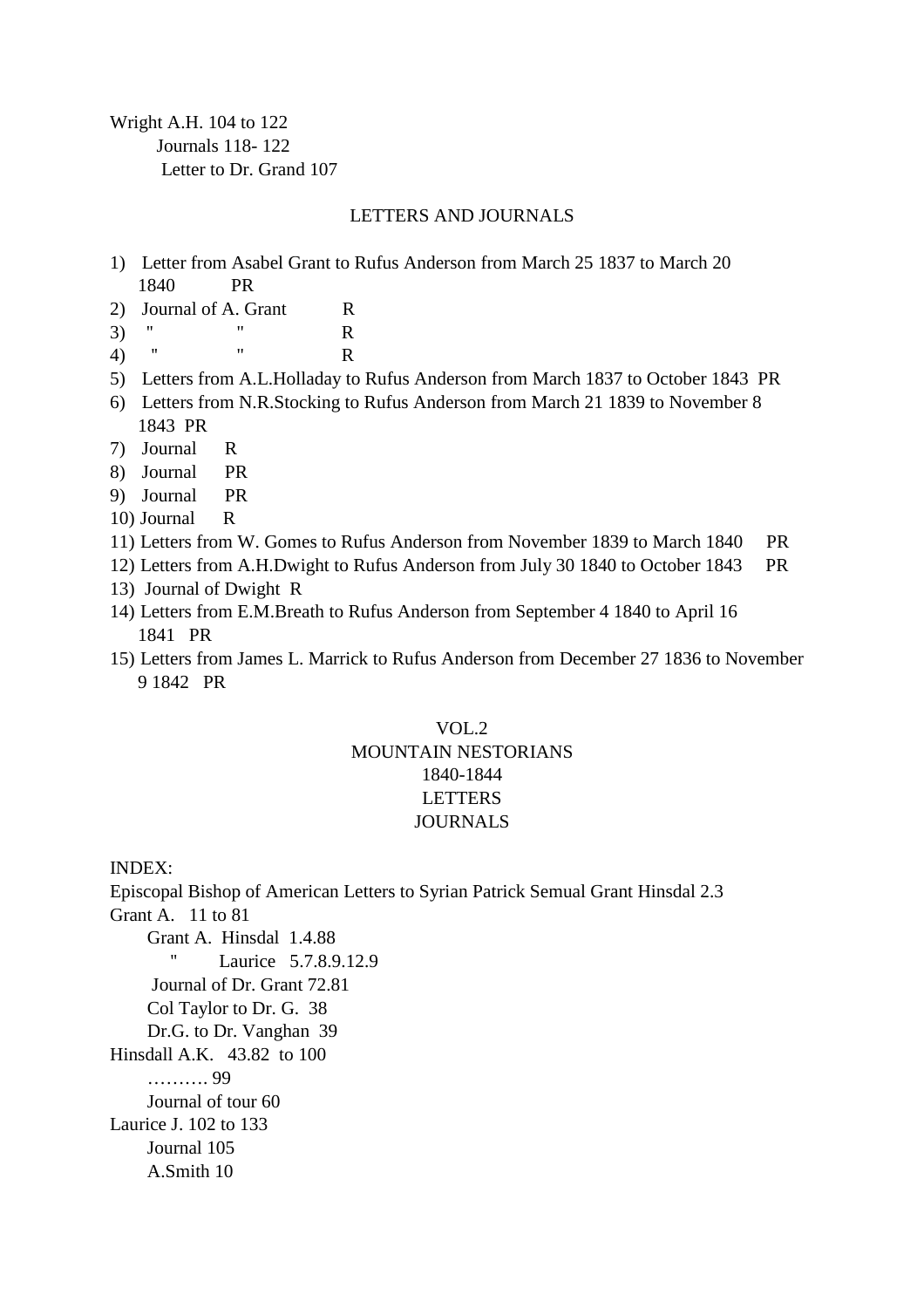Wright A.H. 104 to 122

Journals 118- 122

Letter to Dr. Grand 107

LETTERS AND JOURNALS

1) Letter from Asabel Grant to Rufus Anderson from March 25 1837 to March 20 1840 PR
2) Journal of A. Grant R
3) " " R
4) " " R
5) Letters from A.L.Holladay to Rufus Anderson from March 1837 to October 1843 PR
6) Letters from N.R.Stocking to Rufus Anderson from March 21 1839 to November 8 1843 PR
7) Journal R
8) Journal PR
9) Journal PR
10) Journal R
11) Letters from W. Gomes to Rufus Anderson from November 1839 to March 1840 PR
12) Letters from A.H.Dwight to Rufus Anderson from July 30 1840 to October 1843 PR
13) Journal of Dwight R
14) Letters from E.M.Breath to Rufus Anderson from September 4 1840 to April 16 1841 PR
15) Letters from James L. Marrick to Rufus Anderson from December 27 1836 to November 9 1842 PR

VOL.2

MOUNTAIN NESTORIANS

1840-1844

LETTERS

JOURNALS

INDEX:

Episcopal Bishop of American Letters to Syrian Patrick Semual Grant Hinsdal 2.3

Grant A. 11 to 81

Grant A. Hinsdal 1.4.88

" Laurice 5.7.8.9.12.9

Journal of Dr. Grant 72.81

Col Taylor to Dr. G. 38

Dr.G. to Dr. Vanghan 39

Hinsdall A.K. 43.82 to 100

………. 99

Journal of tour 60

Laurice J. 102 to 133

Journal 105

A.Smith 10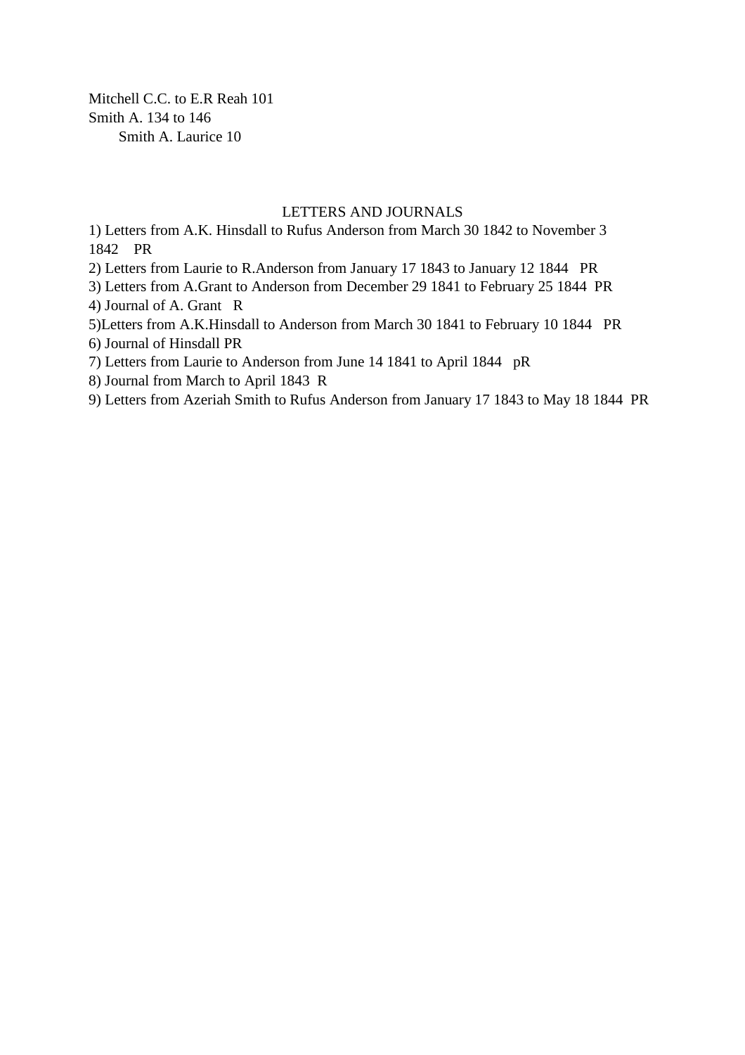Mitchell C.C. to E.R Reah 101
Smith A. 134 to 146
    Smith A. Laurice 10

LETTERS AND JOURNALS

1) Letters from A.K. Hinsdall to Rufus Anderson from March 30 1842 to November 3 1842    PR
2) Letters from Laurie to R.Anderson from January 17 1843 to January 12 1844   PR
3) Letters from A.Grant to Anderson from December 29 1841 to February 25 1844  PR
4) Journal of A. Grant   R
5)Letters from A.K.Hinsdall to Anderson from March 30 1841 to February 10 1844   PR
6) Journal of Hinsdall PR
7) Letters from Laurie to Anderson from June 14 1841 to April 1844   pR
8) Journal from March to April 1843  R
9) Letters from Azeriah Smith to Rufus Anderson from January 17 1843 to May 18 1844  PR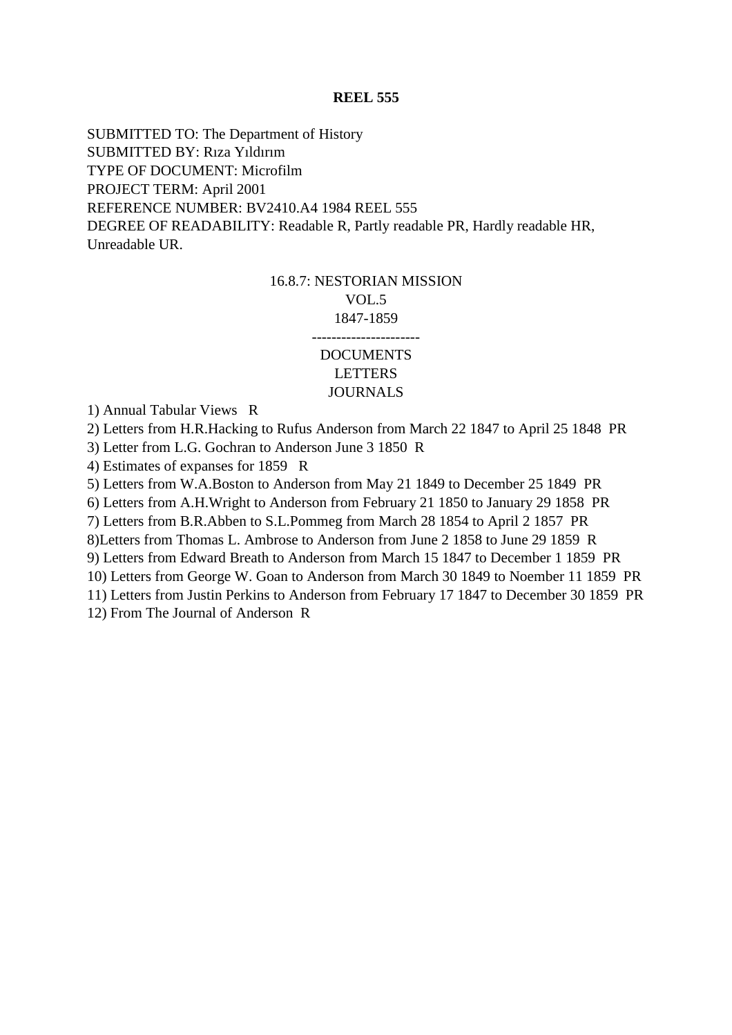**REEL 555**

SUBMITTED TO: The Department of History
SUBMITTED BY: Rıza Yıldırım
TYPE OF DOCUMENT: Microfilm
PROJECT TERM: April 2001
REFERENCE NUMBER: BV2410.A4 1984 REEL 555
DEGREE OF READABILITY: Readable R, Partly readable PR, Hardly readable HR, Unreadable UR.

16.8.7: NESTORIAN MISSION
VOL.5
1847-1859
----------------------
DOCUMENTS
LETTERS
JOURNALS

1) Annual Tabular Views R
2) Letters from H.R.Hacking to Rufus Anderson from March 22 1847 to April 25 1848 PR
3) Letter from L.G. Gochran to Anderson June 3 1850 R
4) Estimates of expanses for 1859 R
5) Letters from W.A.Boston to Anderson from May 21 1849 to December 25 1849 PR
6) Letters from A.H.Wright to Anderson from February 21 1850 to January 29 1858 PR
7) Letters from B.R.Abben to S.L.Pommeg from March 28 1854 to April 2 1857 PR
8)Letters from Thomas L. Ambrose to Anderson from June 2 1858 to June 29 1859 R
9) Letters from Edward Breath to Anderson from March 15 1847 to December 1 1859 PR
10) Letters from George W. Goan to Anderson from March 30 1849 to Noember 11 1859 PR
11) Letters from Justin Perkins to Anderson from February 17 1847 to December 30 1859 PR
12) From The Journal of Anderson R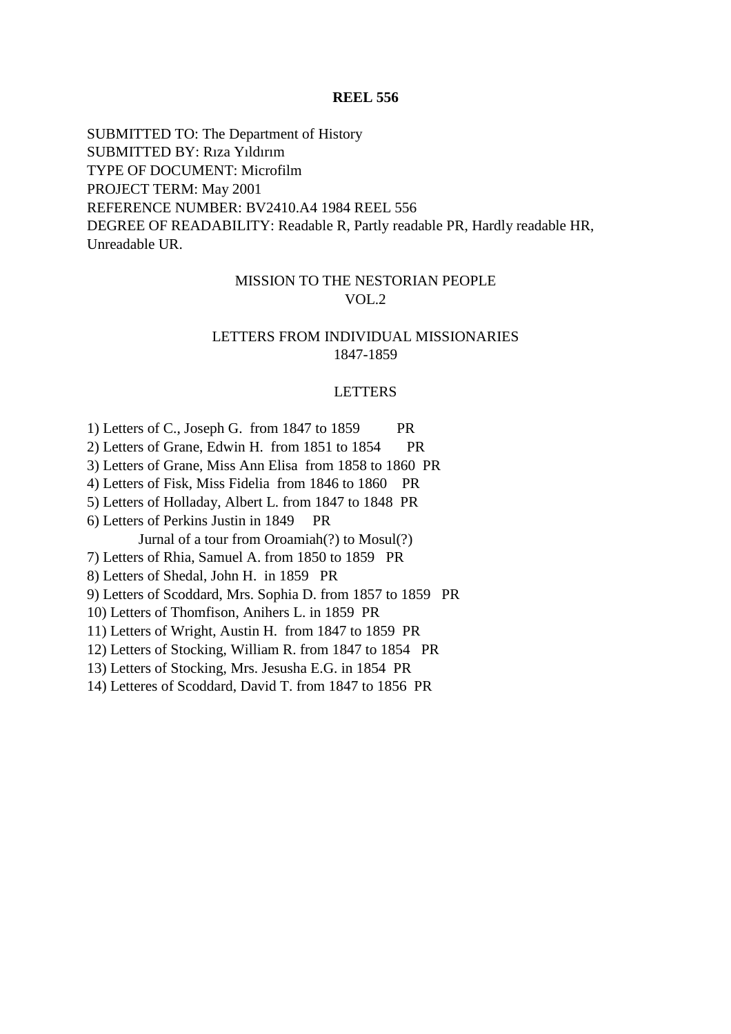**REEL 556**

SUBMITTED TO: The Department of History
SUBMITTED BY: Rıza Yıldırım
TYPE OF DOCUMENT: Microfilm
PROJECT TERM: May 2001
REFERENCE NUMBER: BV2410.A4 1984 REEL 556
DEGREE OF READABILITY: Readable R, Partly readable PR, Hardly readable HR, Unreadable UR.

MISSION TO THE NESTORIAN PEOPLE
VOL.2

LETTERS FROM INDIVIDUAL MISSIONARIES
1847-1859

LETTERS

1) Letters of C., Joseph G. from 1847 to 1859 PR
2) Letters of Grane, Edwin H. from 1851 to 1854 PR
3) Letters of Grane, Miss Ann Elisa from 1858 to 1860 PR
4) Letters of Fisk, Miss Fidelia from 1846 to 1860 PR
5) Letters of Holladay, Albert L. from 1847 to 1848 PR
6) Letters of Perkins Justin in 1849 PR
   Jurnal of a tour from Oroamiah(?) to Mosul(?)
7) Letters of Rhia, Samuel A. from 1850 to 1859 PR
8) Letters of Shedal, John H. in 1859 PR
9) Letters of Scoddard, Mrs. Sophia D. from 1857 to 1859 PR
10) Letters of Thomfison, Anihers L. in 1859 PR
11) Letters of Wright, Austin H. from 1847 to 1859 PR
12) Letters of Stocking, William R. from 1847 to 1854 PR
13) Letters of Stocking, Mrs. Jesusha E.G. in 1854 PR
14) Letteres of Scoddard, David T. from 1847 to 1856 PR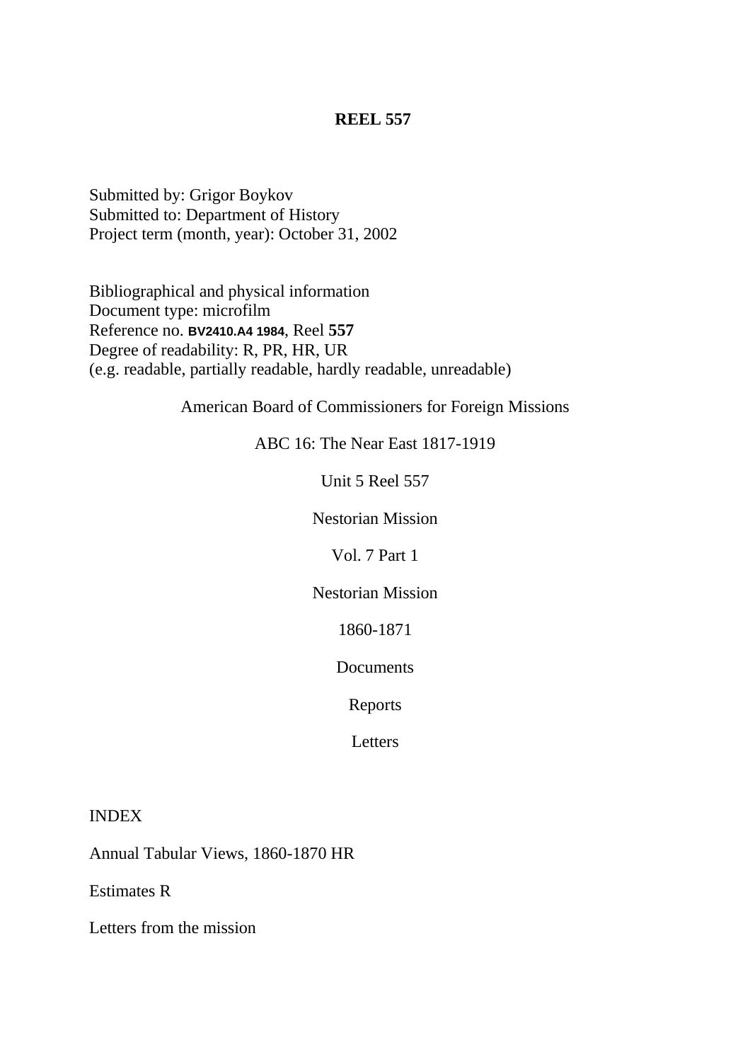**REEL 557**

Submitted by: Grigor Boykov
Submitted to: Department of History
Project term (month, year): October 31, 2002

Bibliographical and physical information
Document type: microfilm
Reference no. **BV2410.A4 1984**, Reel **557**
Degree of readability: R, PR, HR, UR
(e.g. readable, partially readable, hardly readable, unreadable)

American Board of Commissioners for Foreign Missions

ABC 16: The Near East 1817-1919

Unit 5 Reel 557

Nestorian Mission

Vol. 7 Part 1

Nestorian Mission

1860-1871

Documents

Reports

Letters

INDEX

Annual Tabular Views, 1860-1870 HR

Estimates R

Letters from the mission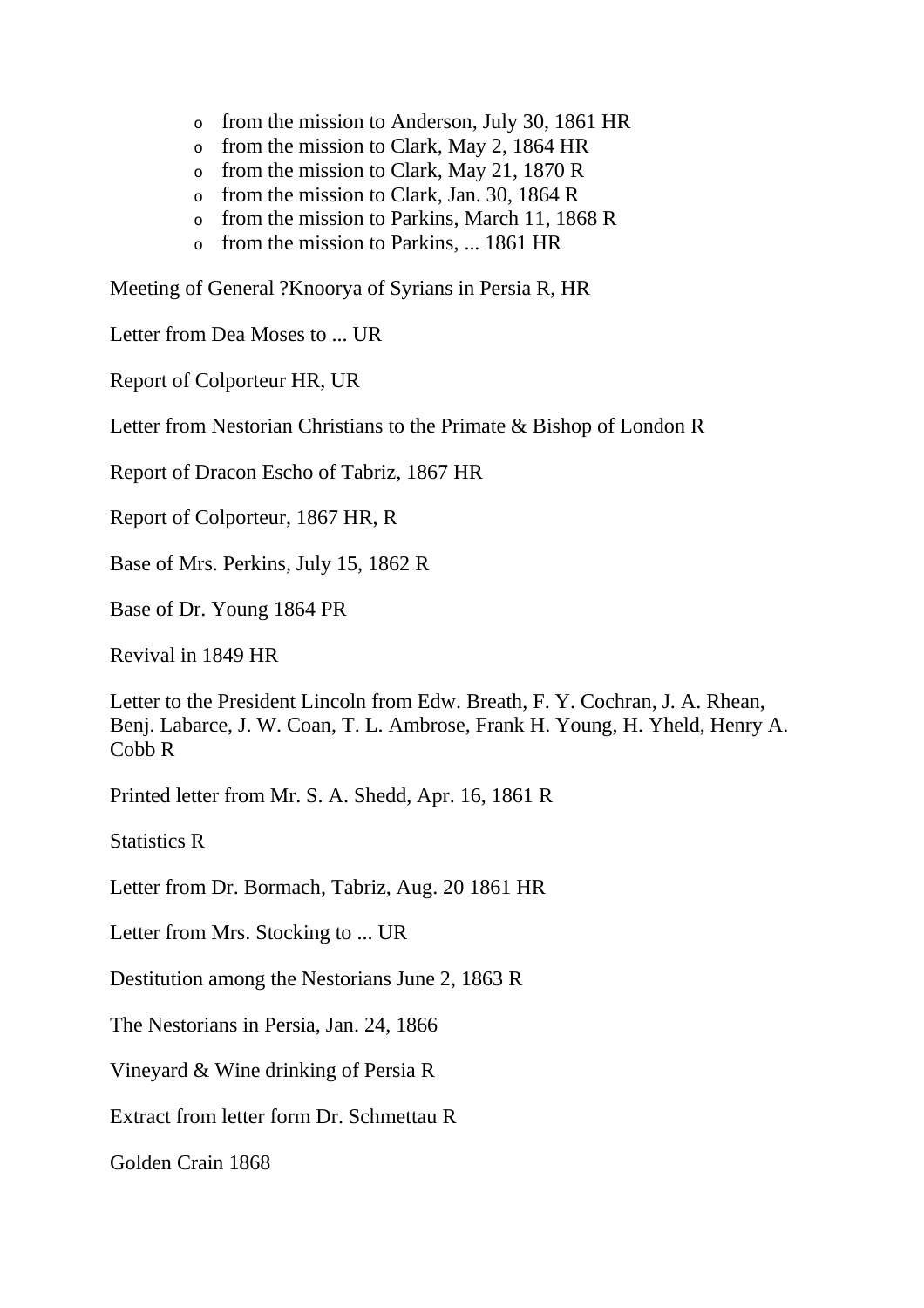- from the mission to Anderson, July 30, 1861 HR
- from the mission to Clark, May 2, 1864 HR
- from the mission to Clark, May 21, 1870 R
- from the mission to Clark, Jan. 30, 1864 R
- from the mission to Parkins, March 11, 1868 R
- from the mission to Parkins, ... 1861 HR

Meeting of General ?Knoorya of Syrians in Persia R, HR

Letter from Dea Moses to ... UR

Report of Colporteur HR, UR

Letter from Nestorian Christians to the Primate & Bishop of London R

Report of Dracon Escho of Tabriz, 1867 HR

Report of Colporteur, 1867 HR, R

Base of Mrs. Perkins, July 15, 1862 R

Base of Dr. Young 1864 PR

Revival in 1849 HR

Letter to the President Lincoln from Edw. Breath, F. Y. Cochran, J. A. Rhean, Benj. Labarce, J. W. Coan, T. L. Ambrose, Frank H. Young, H. Yheld, Henry A. Cobb R

Printed letter from Mr. S. A. Shedd, Apr. 16, 1861 R

Statistics R

Letter from Dr. Bormach, Tabriz, Aug. 20 1861 HR

Letter from Mrs. Stocking to ... UR

Destitution among the Nestorians June 2, 1863 R

The Nestorians in Persia, Jan. 24, 1866

Vineyard & Wine drinking of Persia R

Extract from letter form Dr. Schmettau R

Golden Crain 1868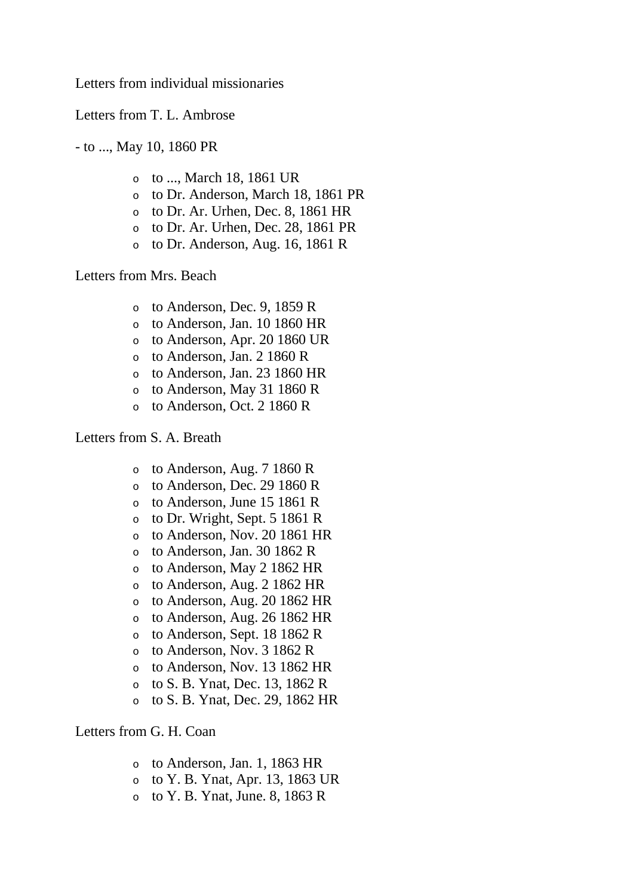Letters from individual missionaries

Letters from T. L. Ambrose

- to ..., May 10, 1860 PR

    - to ..., March 18, 1861 UR
    - to Dr. Anderson, March 18, 1861 PR
    - to Dr. Ar. Urhen, Dec. 8, 1861 HR
    - to Dr. Ar. Urhen, Dec. 28, 1861 PR
    - to Dr. Anderson, Aug. 16, 1861 R

Letters from Mrs. Beach

- to Anderson, Dec. 9, 1859 R
- to Anderson, Jan. 10 1860 HR
- to Anderson, Apr. 20 1860 UR
- to Anderson, Jan. 2 1860 R
- to Anderson, Jan. 23 1860 HR
- to Anderson, May 31 1860 R
- to Anderson, Oct. 2 1860 R

Letters from S. A. Breath

- to Anderson, Aug. 7 1860 R
- to Anderson, Dec. 29 1860 R
- to Anderson, June 15 1861 R
- to Dr. Wright, Sept. 5 1861 R
- to Anderson, Nov. 20 1861 HR
- to Anderson, Jan. 30 1862 R
- to Anderson, May 2 1862 HR
- to Anderson, Aug. 2 1862 HR
- to Anderson, Aug. 20 1862 HR
- to Anderson, Aug. 26 1862 HR
- to Anderson, Sept. 18 1862 R
- to Anderson, Nov. 3 1862 R
- to Anderson, Nov. 13 1862 HR
- to S. B. Ynat, Dec. 13, 1862 R
- to S. B. Ynat, Dec. 29, 1862 HR

Letters from G. H. Coan

- to Anderson, Jan. 1, 1863 HR
- to Y. B. Ynat, Apr. 13, 1863 UR
- to Y. B. Ynat, June. 8, 1863 R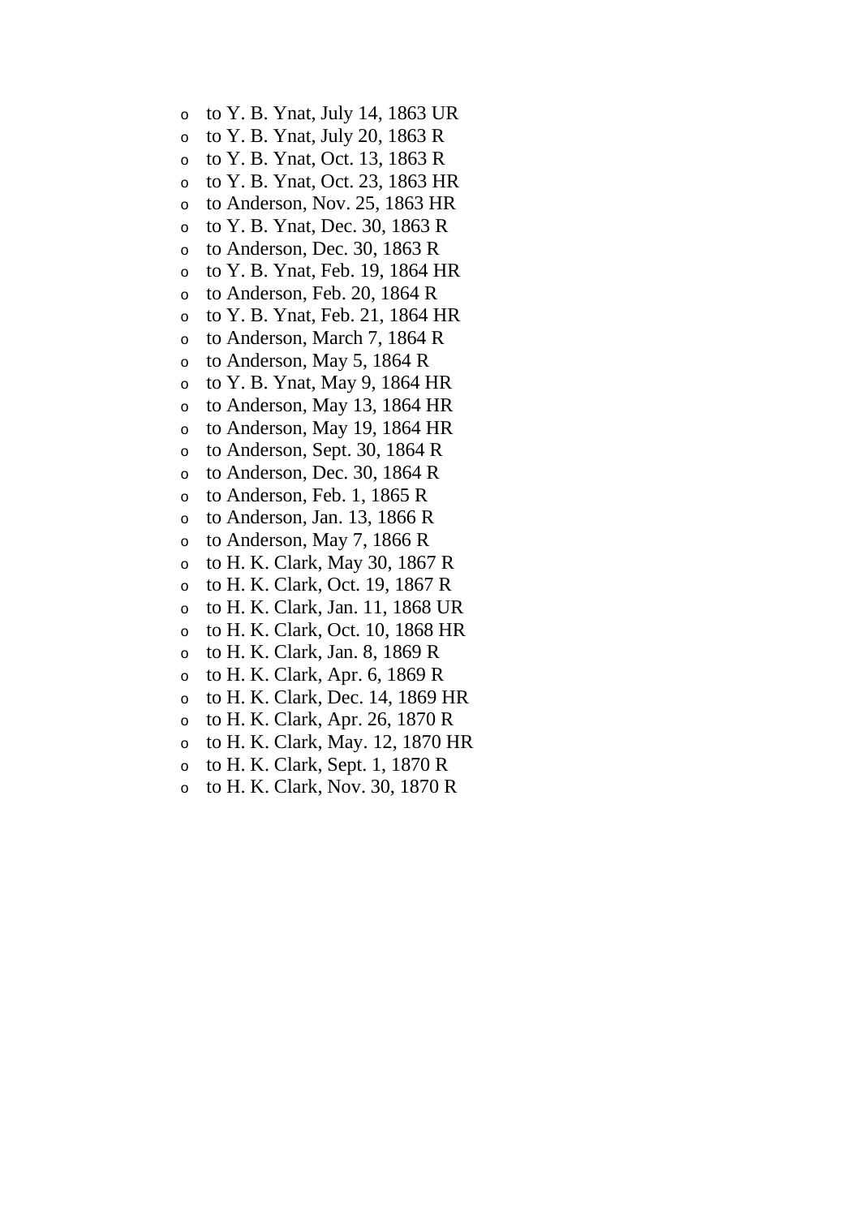- to Y. B. Ynat, July 14, 1863 UR
- to Y. B. Ynat, July 20, 1863 R
- to Y. B. Ynat, Oct. 13, 1863 R
- to Y. B. Ynat, Oct. 23, 1863 HR
- to Anderson, Nov. 25, 1863 HR
- to Y. B. Ynat, Dec. 30, 1863 R
- to Anderson, Dec. 30, 1863 R
- to Y. B. Ynat, Feb. 19, 1864 HR
- to Anderson, Feb. 20, 1864 R
- to Y. B. Ynat, Feb. 21, 1864 HR
- to Anderson, March 7, 1864 R
- to Anderson, May 5, 1864 R
- to Y. B. Ynat, May 9, 1864 HR
- to Anderson, May 13, 1864 HR
- to Anderson, May 19, 1864 HR
- to Anderson, Sept. 30, 1864 R
- to Anderson, Dec. 30, 1864 R
- to Anderson, Feb. 1, 1865 R
- to Anderson, Jan. 13, 1866 R
- to Anderson, May 7, 1866 R
- to H. K. Clark, May 30, 1867 R
- to H. K. Clark, Oct. 19, 1867 R
- to H. K. Clark, Jan. 11, 1868 UR
- to H. K. Clark, Oct. 10, 1868 HR
- to H. K. Clark, Jan. 8, 1869 R
- to H. K. Clark, Apr. 6, 1869 R
- to H. K. Clark, Dec. 14, 1869 HR
- to H. K. Clark, Apr. 26, 1870 R
- to H. K. Clark, May. 12, 1870 HR
- to H. K. Clark, Sept. 1, 1870 R
- to H. K. Clark, Nov. 30, 1870 R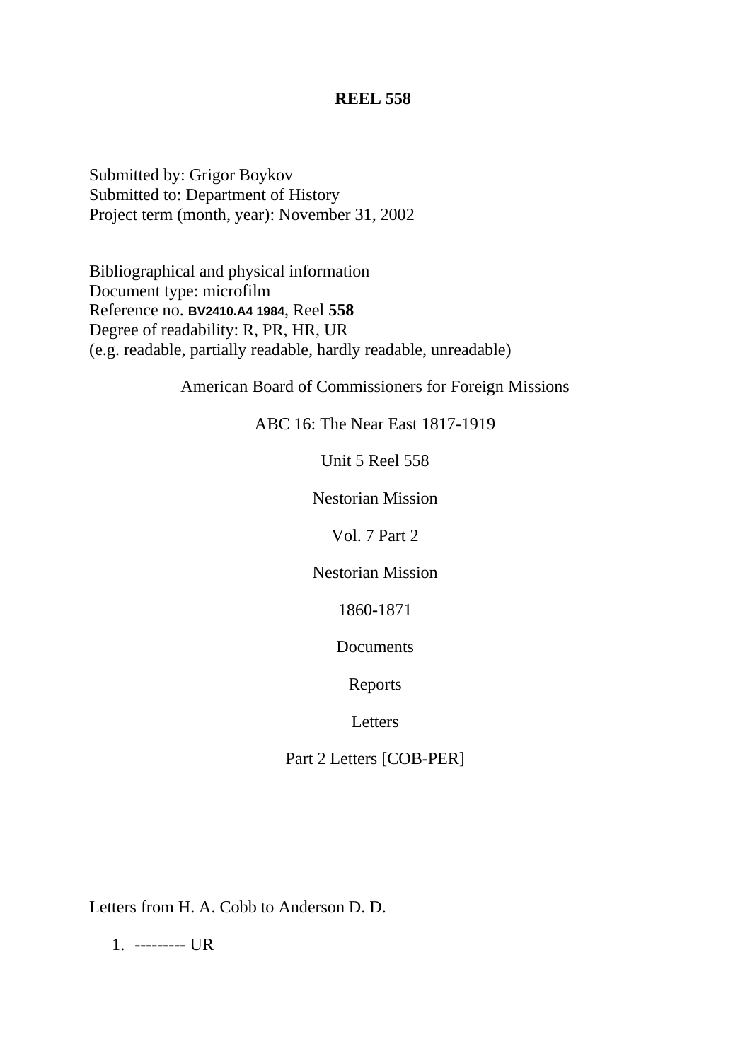**REEL 558**

Submitted by: Grigor Boykov
Submitted to: Department of History
Project term (month, year): November 31, 2002

Bibliographical and physical information
Document type: microfilm
Reference no. **BV2410.A4 1984**, Reel **558**
Degree of readability: R, PR, HR, UR
(e.g. readable, partially readable, hardly readable, unreadable)

American Board of Commissioners for Foreign Missions

ABC 16: The Near East 1817-1919

Unit 5 Reel 558

Nestorian Mission

Vol. 7 Part 2

Nestorian Mission

1860-1871

Documents

Reports

Letters

Part 2 Letters [COB-PER]

Letters from H. A. Cobb to Anderson D. D.

1. --------- UR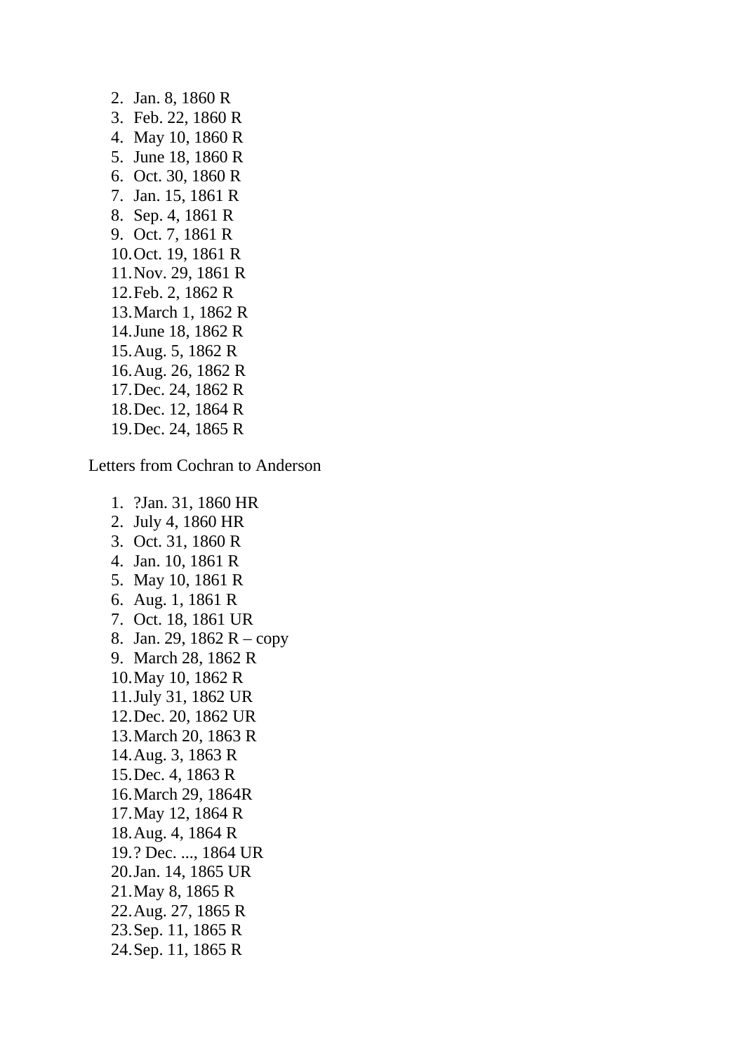2. Jan. 8, 1860 R
3. Feb. 22, 1860 R
4. May 10, 1860 R
5. June 18, 1860 R
6. Oct. 30, 1860 R
7. Jan. 15, 1861 R
8. Sep. 4, 1861 R
9. Oct. 7, 1861 R
10. Oct. 19, 1861 R
11. Nov. 29, 1861 R
12. Feb. 2, 1862 R
13. March 1, 1862 R
14. June 18, 1862 R
15. Aug. 5, 1862 R
16. Aug. 26, 1862 R
17. Dec. 24, 1862 R
18. Dec. 12, 1864 R
19. Dec. 24, 1865 R

Letters from Cochran to Anderson

1. ?Jan. 31, 1860 HR
2. July 4, 1860 HR
3. Oct. 31, 1860 R
4. Jan. 10, 1861 R
5. May 10, 1861 R
6. Aug. 1, 1861 R
7. Oct. 18, 1861 UR
8. Jan. 29, 1862 R – copy
9. March 28, 1862 R
10. May 10, 1862 R
11. July 31, 1862 UR
12. Dec. 20, 1862 UR
13. March 20, 1863 R
14. Aug. 3, 1863 R
15. Dec. 4, 1863 R
16. March 29, 1864R
17. May 12, 1864 R
18. Aug. 4, 1864 R
19. ? Dec. ..., 1864 UR
20. Jan. 14, 1865 UR
21. May 8, 1865 R
22. Aug. 27, 1865 R
23. Sep. 11, 1865 R
24. Sep. 11, 1865 R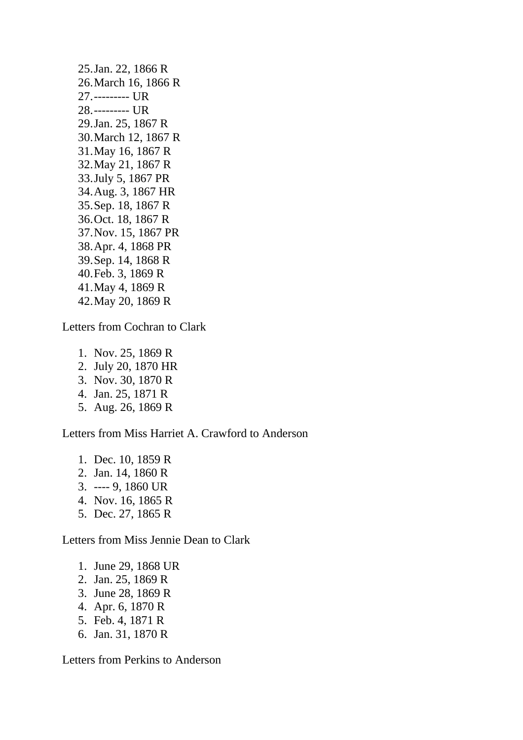25. Jan. 22, 1866 R
26. March 16, 1866 R
27. --------- UR
28. --------- UR
29. Jan. 25, 1867 R
30. March 12, 1867 R
31. May 16, 1867 R
32. May 21, 1867 R
33. July 5, 1867 PR
34. Aug. 3, 1867 HR
35. Sep. 18, 1867 R
36. Oct. 18, 1867 R
37. Nov. 15, 1867 PR
38. Apr. 4, 1868 PR
39. Sep. 14, 1868 R
40. Feb. 3, 1869 R
41. May 4, 1869 R
42. May 20, 1869 R

Letters from Cochran to Clark

1. Nov. 25, 1869 R
2. July 20, 1870 HR
3. Nov. 30, 1870 R
4. Jan. 25, 1871 R
5. Aug. 26, 1869 R

Letters from Miss Harriet A. Crawford to Anderson

1. Dec. 10, 1859 R
2. Jan. 14, 1860 R
3. ---- 9, 1860 UR
4. Nov. 16, 1865 R
5. Dec. 27, 1865 R

Letters from Miss Jennie Dean to Clark

1. June 29, 1868 UR
2. Jan. 25, 1869 R
3. June 28, 1869 R
4. Apr. 6, 1870 R
5. Feb. 4, 1871 R
6. Jan. 31, 1870 R

Letters from Perkins to Anderson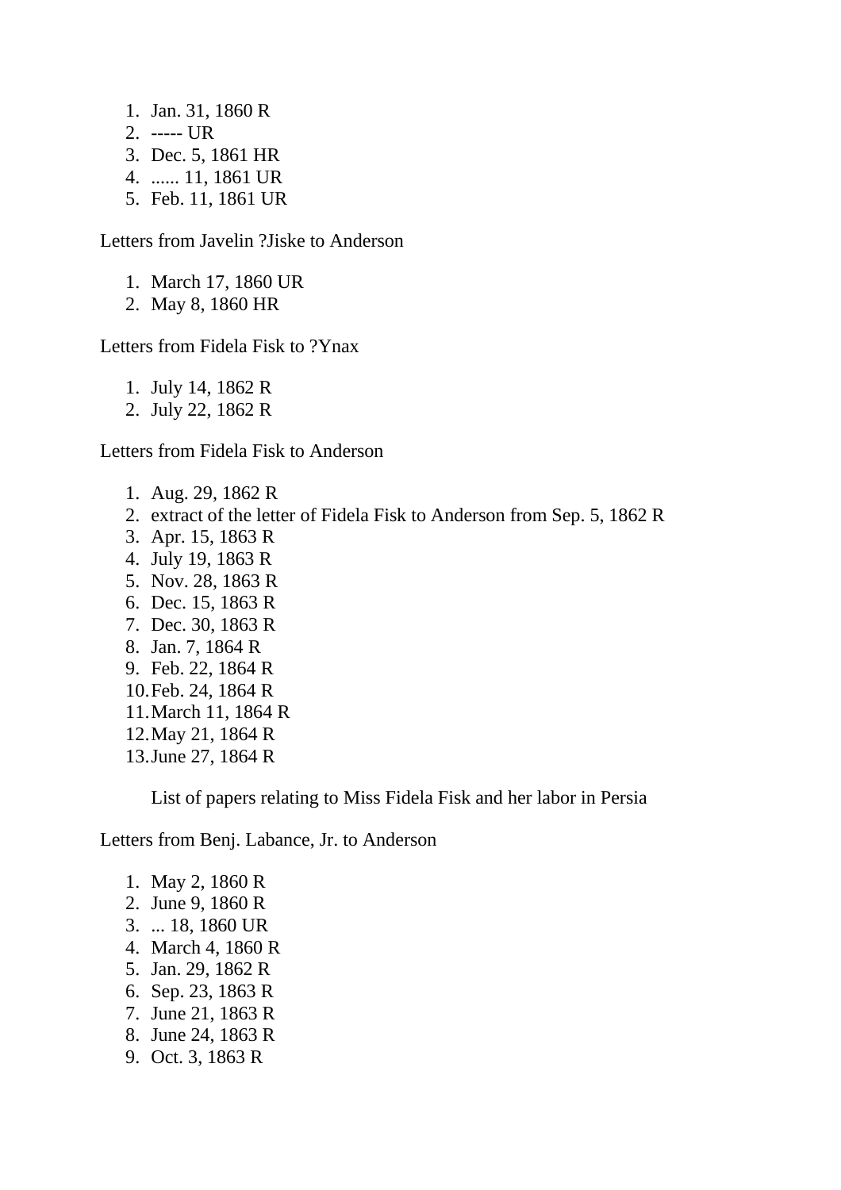1. Jan. 31, 1860 R
2. ----- UR
3. Dec. 5, 1861 HR
4. ...... 11, 1861 UR
5. Feb. 11, 1861 UR

Letters from Javelin ?Jiske to Anderson

1. March 17, 1860 UR
2. May 8, 1860 HR

Letters from Fidela Fisk to ?Ynax

1. July 14, 1862 R
2. July 22, 1862 R

Letters from Fidela Fisk to Anderson

1. Aug. 29, 1862 R
2. extract of the letter of Fidela Fisk to Anderson from Sep. 5, 1862 R
3. Apr. 15, 1863 R
4. July 19, 1863 R
5. Nov. 28, 1863 R
6. Dec. 15, 1863 R
7. Dec. 30, 1863 R
8. Jan. 7, 1864 R
9. Feb. 22, 1864 R
10. Feb. 24, 1864 R
11. March 11, 1864 R
12. May 21, 1864 R
13. June 27, 1864 R

    List of papers relating to Miss Fidela Fisk and her labor in Persia

Letters from Benj. Labance, Jr. to Anderson

1. May 2, 1860 R
2. June 9, 1860 R
3. ... 18, 1860 UR
4. March 4, 1860 R
5. Jan. 29, 1862 R
6. Sep. 23, 1863 R
7. June 21, 1863 R
8. June 24, 1863 R
9. Oct. 3, 1863 R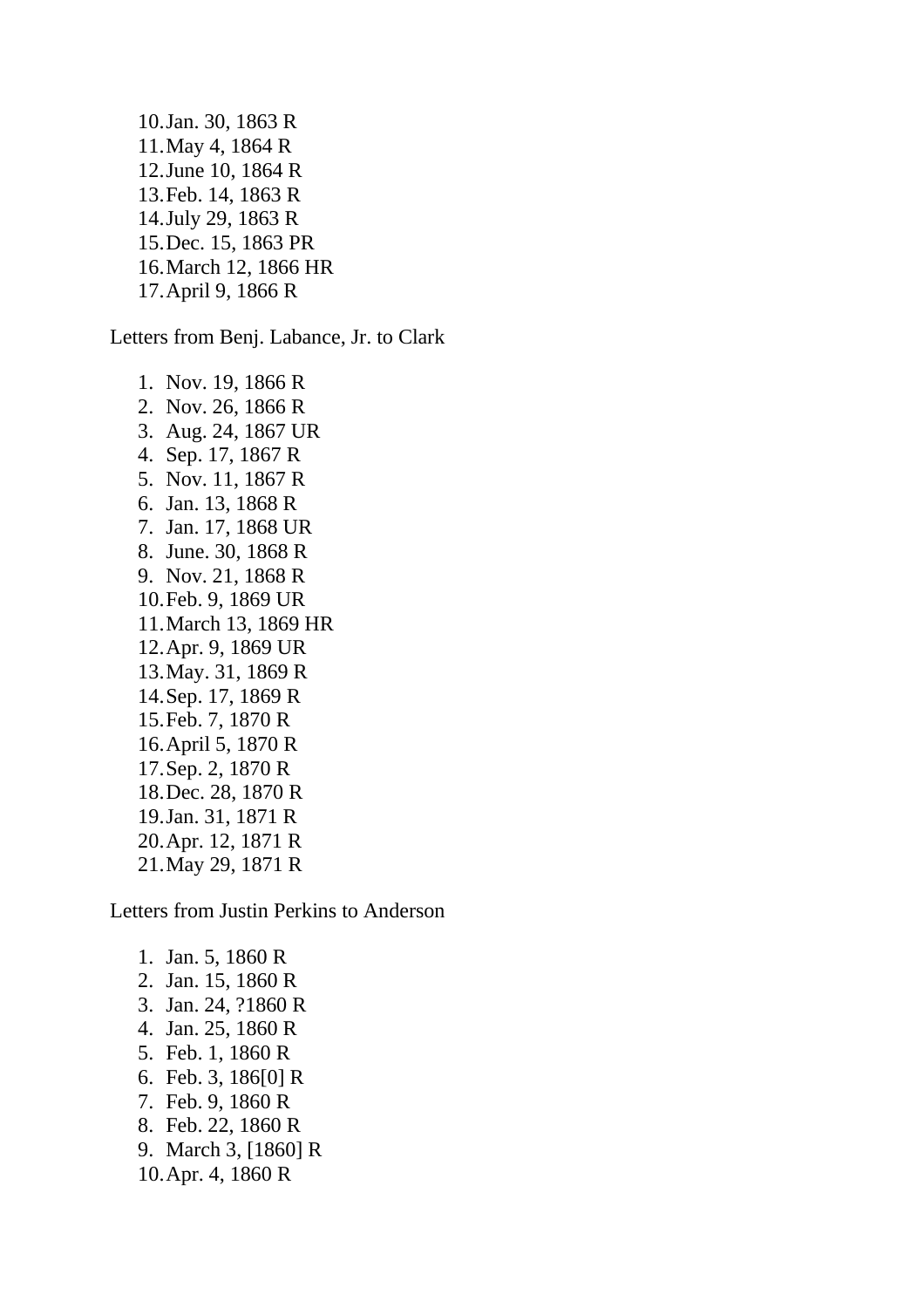10. Jan. 30, 1863 R
11. May 4, 1864 R
12. June 10, 1864 R
13. Feb. 14, 1863 R
14. July 29, 1863 R
15. Dec. 15, 1863 PR
16. March 12, 1866 HR
17. April 9, 1866 R

Letters from Benj. Labance, Jr. to Clark

1. Nov. 19, 1866 R
2. Nov. 26, 1866 R
3. Aug. 24, 1867 UR
4. Sep. 17, 1867 R
5. Nov. 11, 1867 R
6. Jan. 13, 1868 R
7. Jan. 17, 1868 UR
8. June. 30, 1868 R
9. Nov. 21, 1868 R
10. Feb. 9, 1869 UR
11. March 13, 1869 HR
12. Apr. 9, 1869 UR
13. May. 31, 1869 R
14. Sep. 17, 1869 R
15. Feb. 7, 1870 R
16. April 5, 1870 R
17. Sep. 2, 1870 R
18. Dec. 28, 1870 R
19. Jan. 31, 1871 R
20. Apr. 12, 1871 R
21. May 29, 1871 R

Letters from Justin Perkins to Anderson

1. Jan. 5, 1860 R
2. Jan. 15, 1860 R
3. Jan. 24, ?1860 R
4. Jan. 25, 1860 R
5. Feb. 1, 1860 R
6. Feb. 3, 186[0] R
7. Feb. 9, 1860 R
8. Feb. 22, 1860 R
9. March 3, [1860] R
10. Apr. 4, 1860 R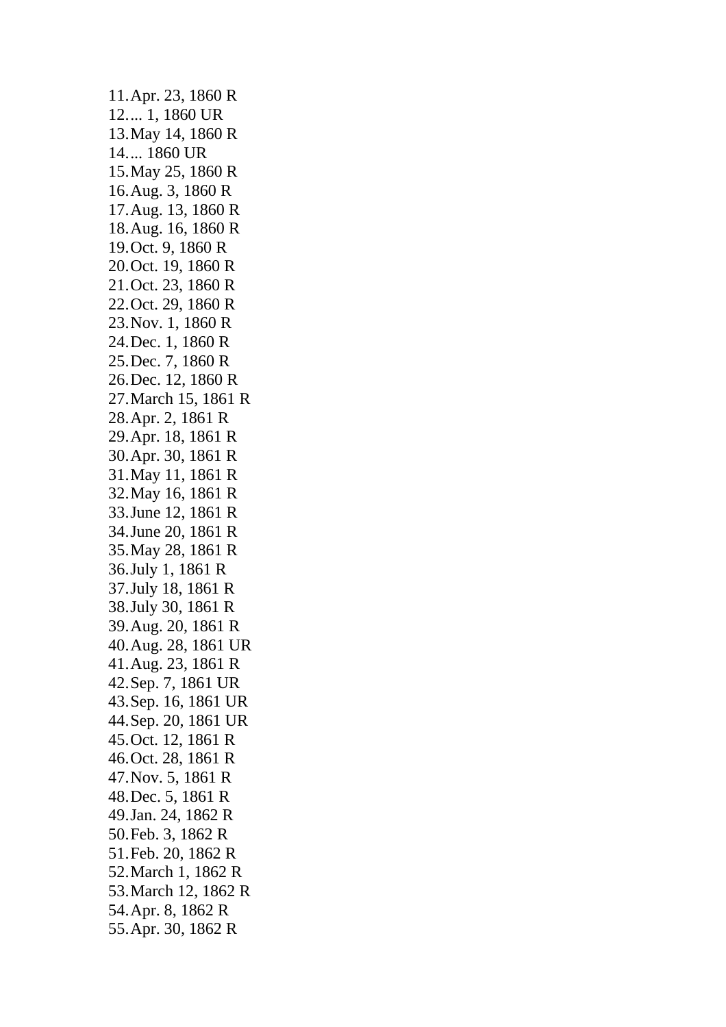11. Apr. 23, 1860 R
12. ... 1, 1860 UR
13. May 14, 1860 R
14. ... 1860 UR
15. May 25, 1860 R
16. Aug. 3, 1860 R
17. Aug. 13, 1860 R
18. Aug. 16, 1860 R
19. Oct. 9, 1860 R
20. Oct. 19, 1860 R
21. Oct. 23, 1860 R
22. Oct. 29, 1860 R
23. Nov. 1, 1860 R
24. Dec. 1, 1860 R
25. Dec. 7, 1860 R
26. Dec. 12, 1860 R
27. March 15, 1861 R
28. Apr. 2, 1861 R
29. Apr. 18, 1861 R
30. Apr. 30, 1861 R
31. May 11, 1861 R
32. May 16, 1861 R
33. June 12, 1861 R
34. June 20, 1861 R
35. May 28, 1861 R
36. July 1, 1861 R
37. July 18, 1861 R
38. July 30, 1861 R
39. Aug. 20, 1861 R
40. Aug. 28, 1861 UR
41. Aug. 23, 1861 R
42. Sep. 7, 1861 UR
43. Sep. 16, 1861 UR
44. Sep. 20, 1861 UR
45. Oct. 12, 1861 R
46. Oct. 28, 1861 R
47. Nov. 5, 1861 R
48. Dec. 5, 1861 R
49. Jan. 24, 1862 R
50. Feb. 3, 1862 R
51. Feb. 20, 1862 R
52. March 1, 1862 R
53. March 12, 1862 R
54. Apr. 8, 1862 R
55. Apr. 30, 1862 R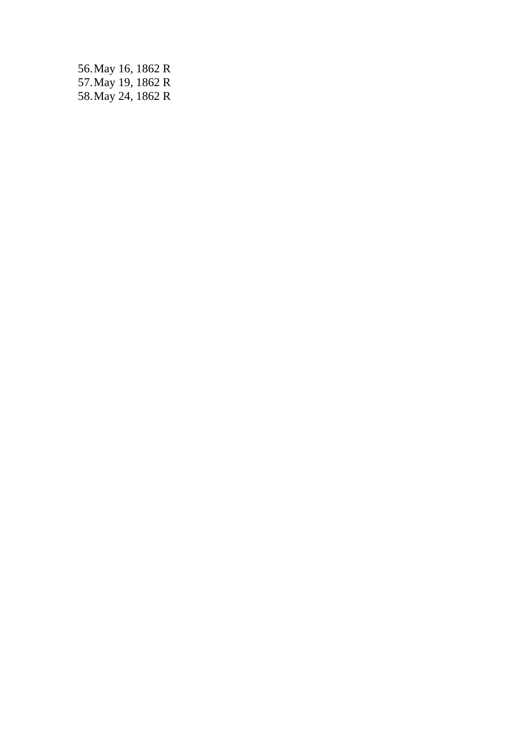56. May 16, 1862 R
57. May 19, 1862 R
58. May 24, 1862 R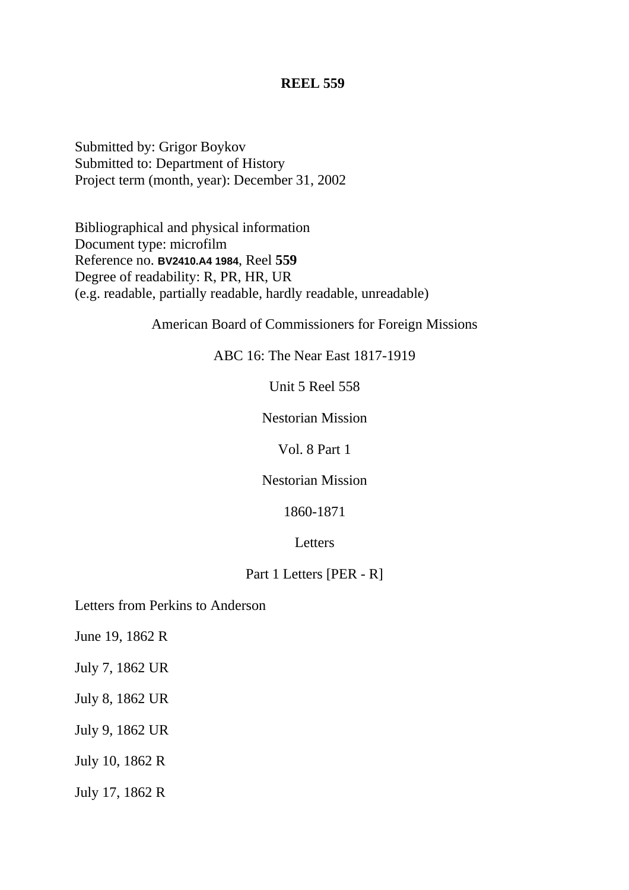**REEL 559**

Submitted by: Grigor Boykov
Submitted to: Department of History
Project term (month, year): December 31, 2002

Bibliographical and physical information
Document type: microfilm
Reference no. **BV2410.A4 1984**, Reel **559**
Degree of readability: R, PR, HR, UR
(e.g. readable, partially readable, hardly readable, unreadable)

American Board of Commissioners for Foreign Missions

ABC 16: The Near East 1817-1919

Unit 5 Reel 558

Nestorian Mission

Vol. 8 Part 1

Nestorian Mission

1860-1871

Letters

Part 1 Letters [PER - R]

Letters from Perkins to Anderson

June 19, 1862 R

July 7, 1862 UR

July 8, 1862 UR

July 9, 1862 UR

July 10, 1862 R

July 17, 1862 R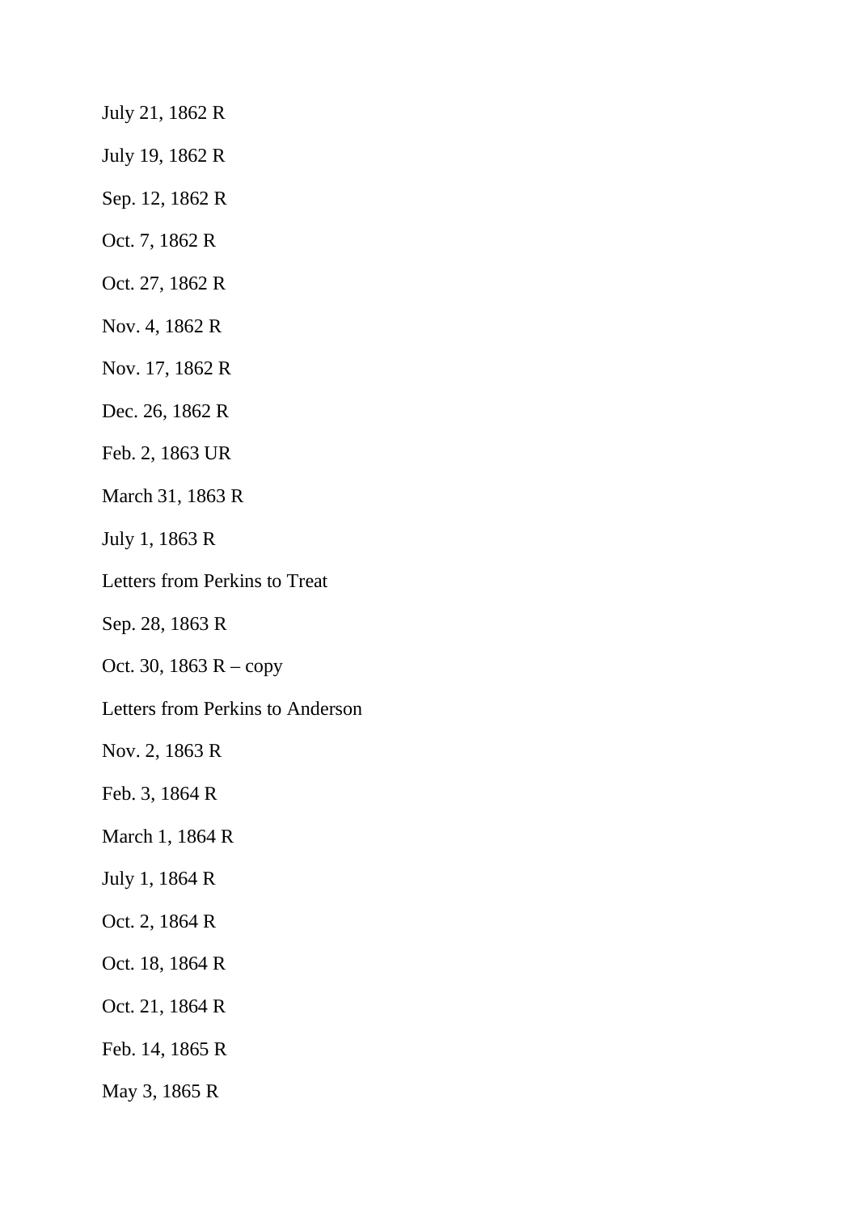July 21, 1862 R

July 19, 1862 R

Sep. 12, 1862 R

Oct. 7, 1862 R

Oct. 27, 1862 R

Nov. 4, 1862 R

Nov. 17, 1862 R

Dec. 26, 1862 R

Feb. 2, 1863 UR

March 31, 1863 R

July 1, 1863 R

Letters from Perkins to Treat

Sep. 28, 1863 R

Oct. 30, 1863 R – copy

Letters from Perkins to Anderson

Nov. 2, 1863 R

Feb. 3, 1864 R

March 1, 1864 R

July 1, 1864 R

Oct. 2, 1864 R

Oct. 18, 1864 R

Oct. 21, 1864 R

Feb. 14, 1865 R

May 3, 1865 R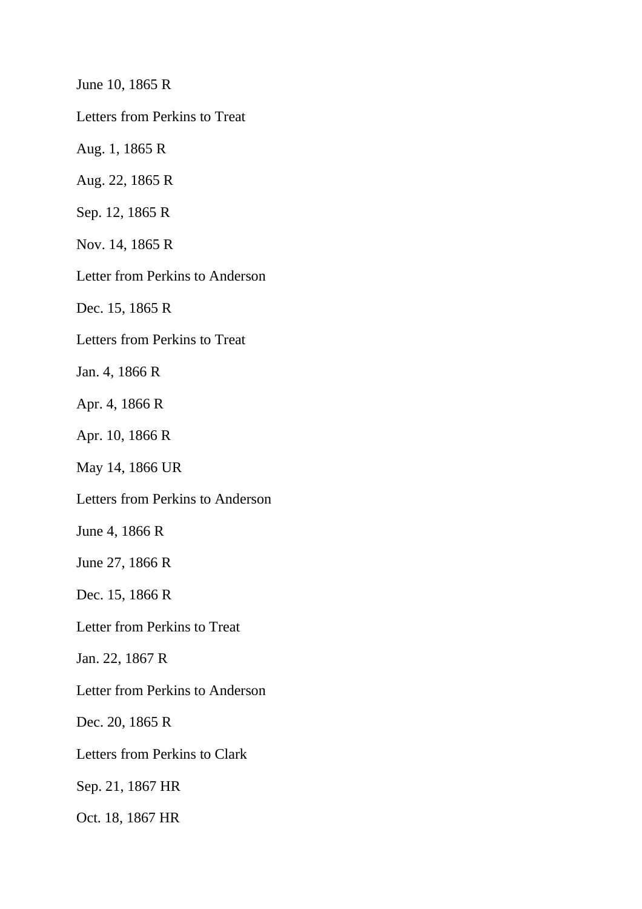June 10, 1865 R

Letters from Perkins to Treat

Aug. 1, 1865 R

Aug. 22, 1865 R

Sep. 12, 1865 R

Nov. 14, 1865 R

Letter from Perkins to Anderson

Dec. 15, 1865 R

Letters from Perkins to Treat

Jan. 4, 1866 R

Apr. 4, 1866 R

Apr. 10, 1866 R

May 14, 1866 UR

Letters from Perkins to Anderson

June 4, 1866 R

June 27, 1866 R

Dec. 15, 1866 R

Letter from Perkins to Treat

Jan. 22, 1867 R

Letter from Perkins to Anderson

Dec. 20, 1865 R

Letters from Perkins to Clark

Sep. 21, 1867 HR

Oct. 18, 1867 HR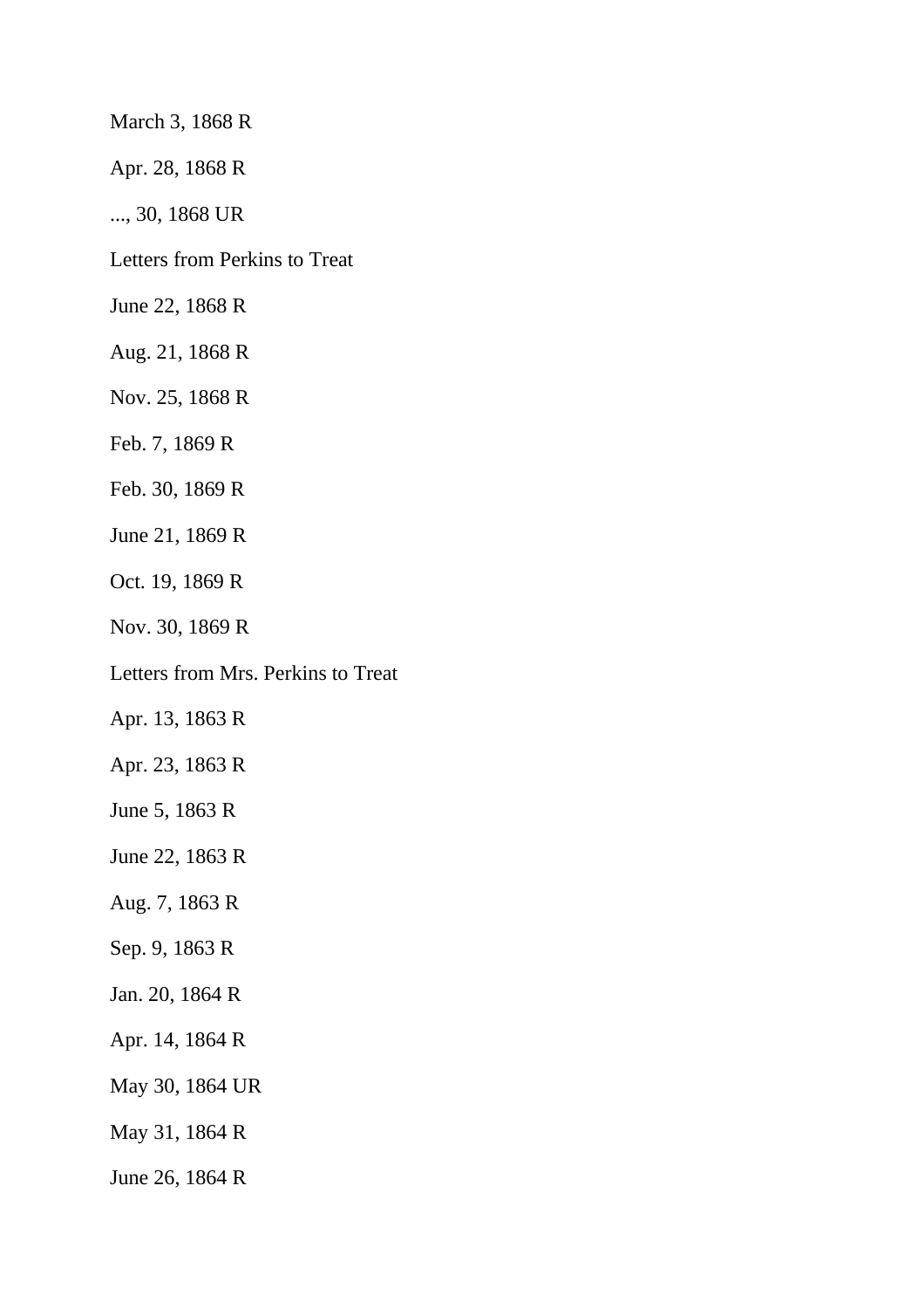March 3, 1868 R

Apr. 28, 1868 R

..., 30, 1868 UR

Letters from Perkins to Treat

June 22, 1868 R

Aug. 21, 1868 R

Nov. 25, 1868 R

Feb. 7, 1869 R

Feb. 30, 1869 R

June 21, 1869 R

Oct. 19, 1869 R

Nov. 30, 1869 R

Letters from Mrs. Perkins to Treat

Apr. 13, 1863 R

Apr. 23, 1863 R

June 5, 1863 R

June 22, 1863 R

Aug. 7, 1863 R

Sep. 9, 1863 R

Jan. 20, 1864 R

Apr. 14, 1864 R

May 30, 1864 UR

May 31, 1864 R

June 26, 1864 R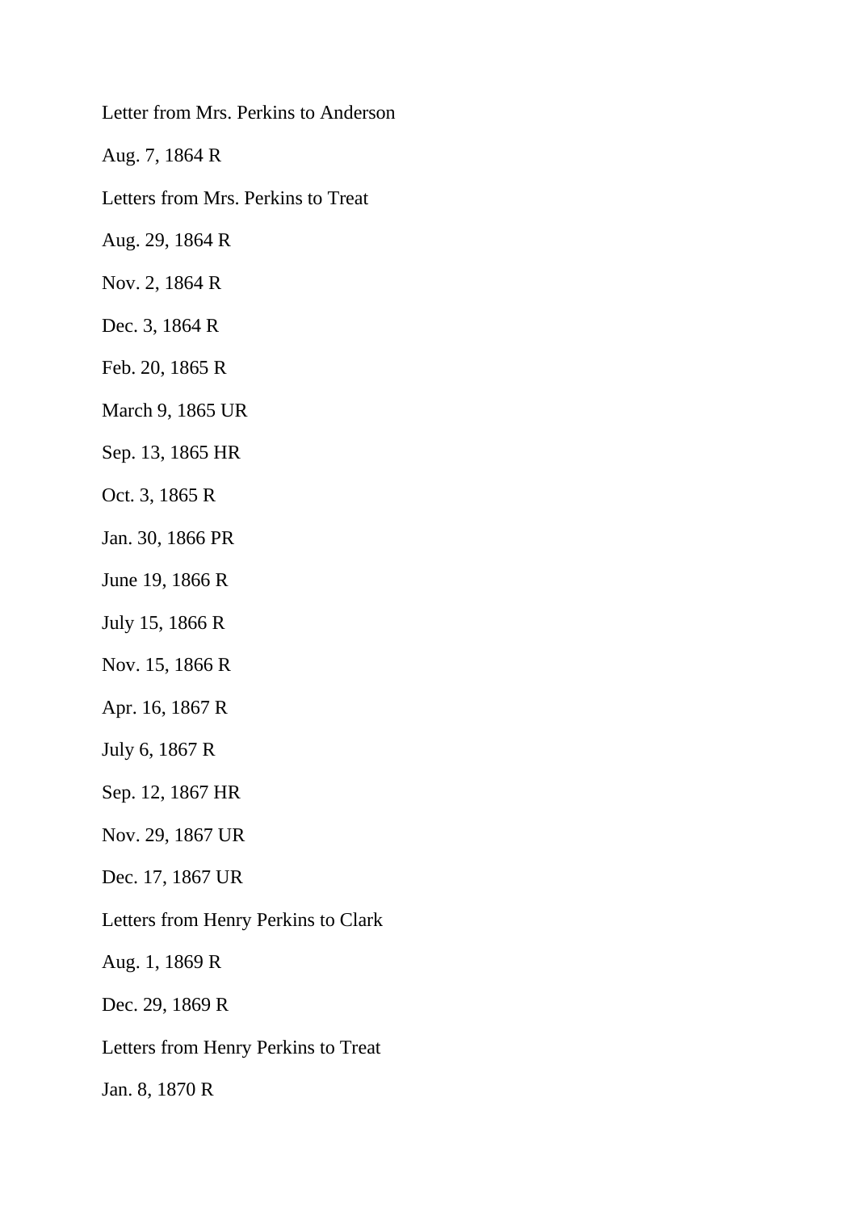Letter from Mrs. Perkins to Anderson

Aug. 7, 1864 R

Letters from Mrs. Perkins to Treat

Aug. 29, 1864 R

Nov. 2, 1864 R

Dec. 3, 1864 R

Feb. 20, 1865 R

March 9, 1865 UR

Sep. 13, 1865 HR

Oct. 3, 1865 R

Jan. 30, 1866 PR

June 19, 1866 R

July 15, 1866 R

Nov. 15, 1866 R

Apr. 16, 1867 R

July 6, 1867 R

Sep. 12, 1867 HR

Nov. 29, 1867 UR

Dec. 17, 1867 UR

Letters from Henry Perkins to Clark

Aug. 1, 1869 R

Dec. 29, 1869 R

Letters from Henry Perkins to Treat

Jan. 8, 1870 R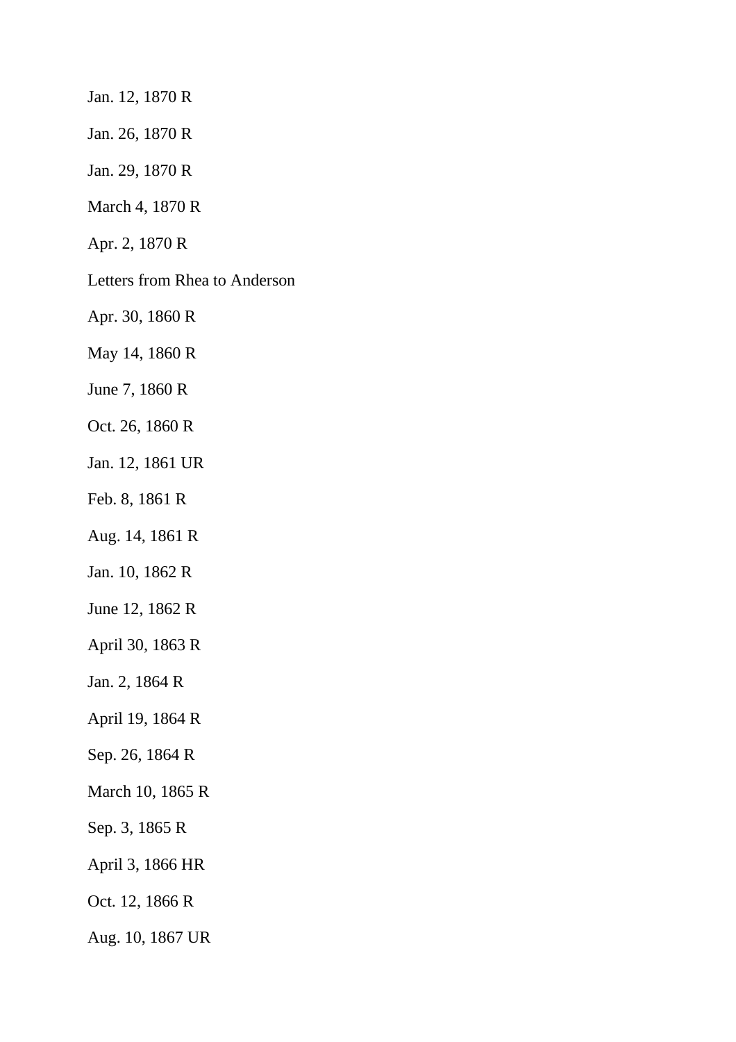Jan. 12, 1870 R

Jan. 26, 1870 R

Jan. 29, 1870 R

March 4, 1870 R

Apr. 2, 1870 R

Letters from Rhea to Anderson

Apr. 30, 1860 R

May 14, 1860 R

June 7, 1860 R

Oct. 26, 1860 R

Jan. 12, 1861 UR

Feb. 8, 1861 R

Aug. 14, 1861 R

Jan. 10, 1862 R

June 12, 1862 R

April 30, 1863 R

Jan. 2, 1864 R

April 19, 1864 R

Sep. 26, 1864 R

March 10, 1865 R

Sep. 3, 1865 R

April 3, 1866 HR

Oct. 12, 1866 R

Aug. 10, 1867 UR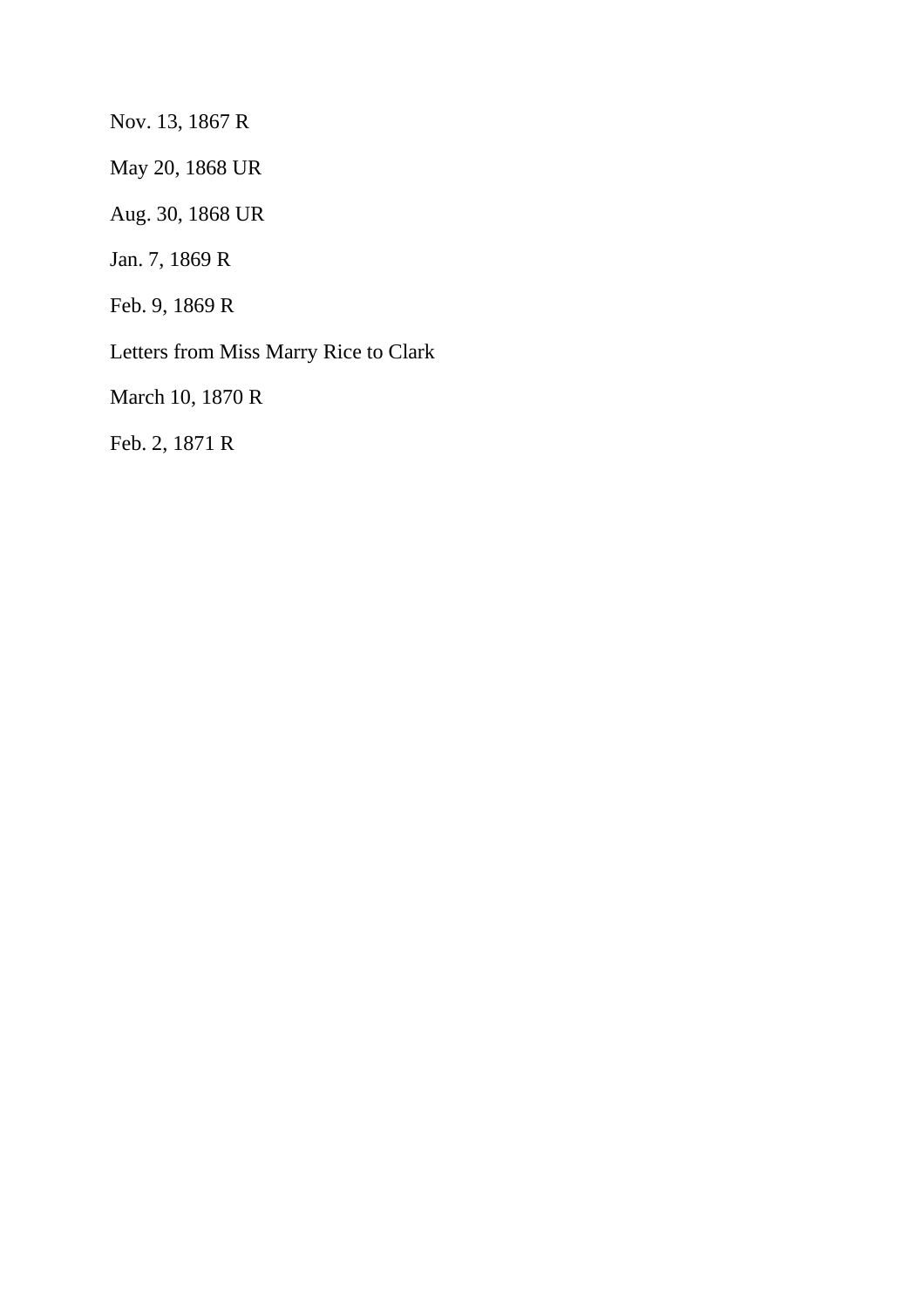Nov. 13, 1867 R

May 20, 1868 UR

Aug. 30, 1868 UR

Jan. 7, 1869 R

Feb. 9, 1869 R

Letters from Miss Marry Rice to Clark

March 10, 1870 R

Feb. 2, 1871 R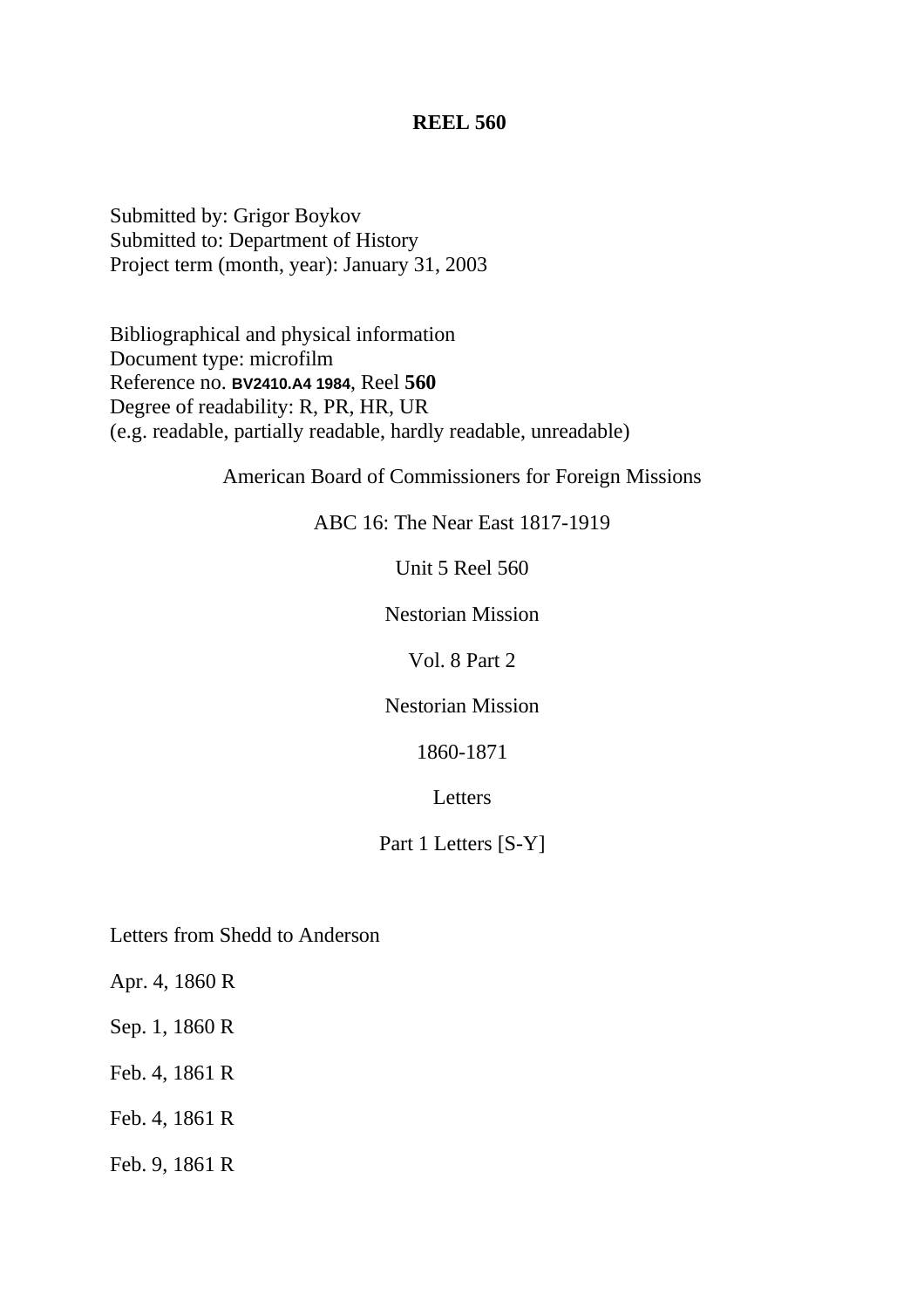# REEL 560

Submitted by: Grigor Boykov
Submitted to: Department of History
Project term (month, year): January 31, 2003

Bibliographical and physical information
Document type: microfilm
Reference no. **BV2410.A4 1984**, Reel **560**
Degree of readability: R, PR, HR, UR
(e.g. readable, partially readable, hardly readable, unreadable)

American Board of Commissioners for Foreign Missions

ABC 16: The Near East 1817-1919

Unit 5 Reel 560

Nestorian Mission

Vol. 8 Part 2

Nestorian Mission

1860-1871

Letters

Part 1 Letters [S-Y]

Letters from Shedd to Anderson

Apr. 4, 1860 R

Sep. 1, 1860 R

Feb. 4, 1861 R

Feb. 4, 1861 R

Feb. 9, 1861 R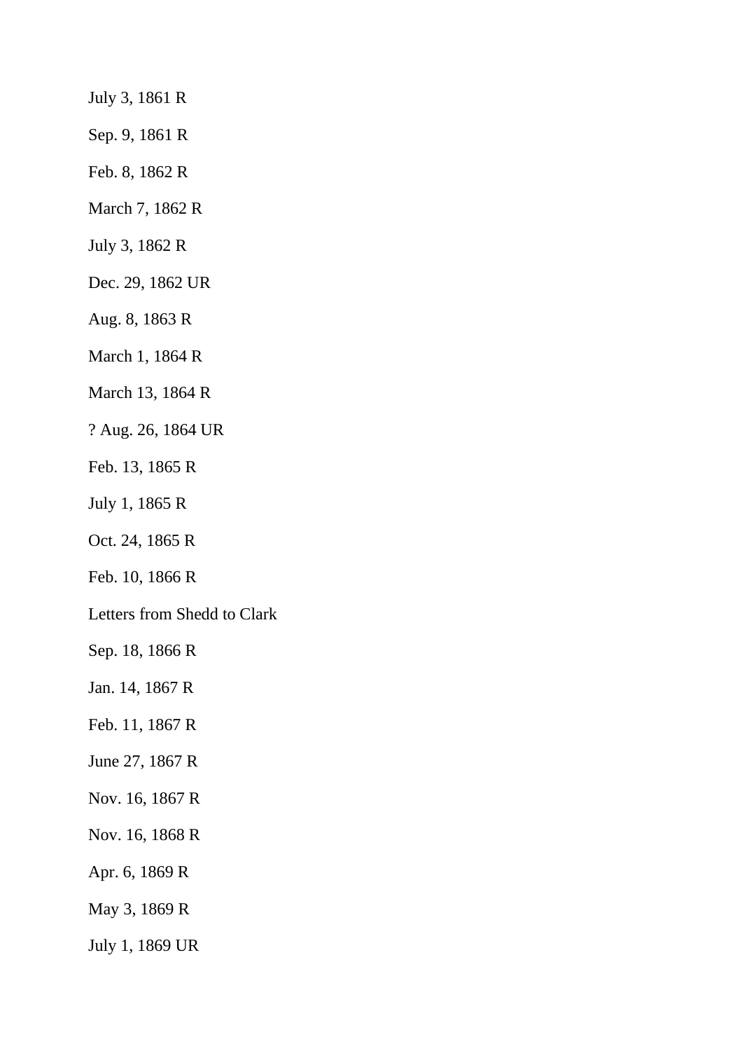July 3, 1861 R

Sep. 9, 1861 R

Feb. 8, 1862 R

March 7, 1862 R

July 3, 1862 R

Dec. 29, 1862 UR

Aug. 8, 1863 R

March 1, 1864 R

March 13, 1864 R

? Aug. 26, 1864 UR

Feb. 13, 1865 R

July 1, 1865 R

Oct. 24, 1865 R

Feb. 10, 1866 R

Letters from Shedd to Clark

Sep. 18, 1866 R

Jan. 14, 1867 R

Feb. 11, 1867 R

June 27, 1867 R

Nov. 16, 1867 R

Nov. 16, 1868 R

Apr. 6, 1869 R

May 3, 1869 R

July 1, 1869 UR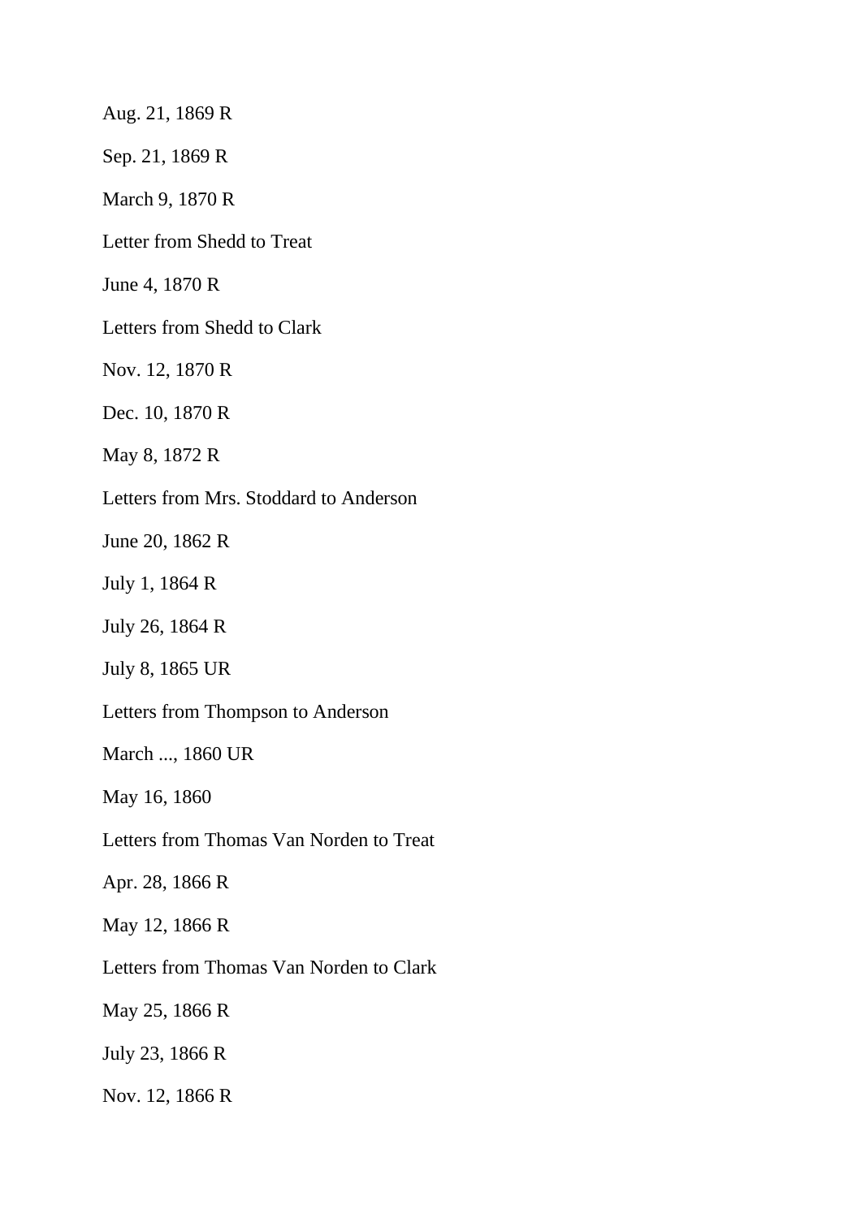Aug. 21, 1869 R

Sep. 21, 1869 R

March 9, 1870 R

Letter from Shedd to Treat

June 4, 1870 R

Letters from Shedd to Clark

Nov. 12, 1870 R

Dec. 10, 1870 R

May 8, 1872 R

Letters from Mrs. Stoddard to Anderson

June 20, 1862 R

July 1, 1864 R

July 26, 1864 R

July 8, 1865 UR

Letters from Thompson to Anderson

March ..., 1860 UR

May 16, 1860

Letters from Thomas Van Norden to Treat

Apr. 28, 1866 R

May 12, 1866 R

Letters from Thomas Van Norden to Clark

May 25, 1866 R

July 23, 1866 R

Nov. 12, 1866 R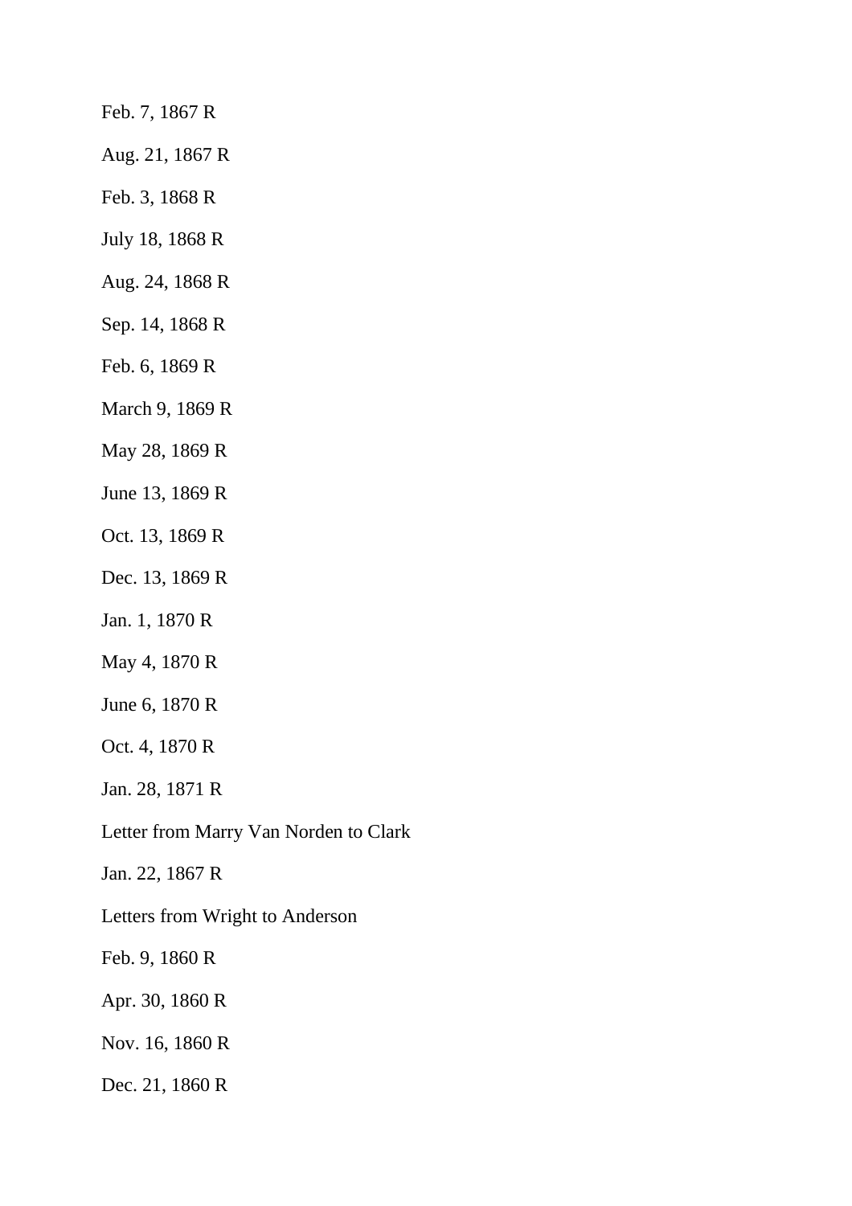Feb. 7, 1867 R

Aug. 21, 1867 R

Feb. 3, 1868 R

July 18, 1868 R

Aug. 24, 1868 R

Sep. 14, 1868 R

Feb. 6, 1869 R

March 9, 1869 R

May 28, 1869 R

June 13, 1869 R

Oct. 13, 1869 R

Dec. 13, 1869 R

Jan. 1, 1870 R

May 4, 1870 R

June 6, 1870 R

Oct. 4, 1870 R

Jan. 28, 1871 R

Letter from Marry Van Norden to Clark

Jan. 22, 1867 R

Letters from Wright to Anderson

Feb. 9, 1860 R

Apr. 30, 1860 R

Nov. 16, 1860 R

Dec. 21, 1860 R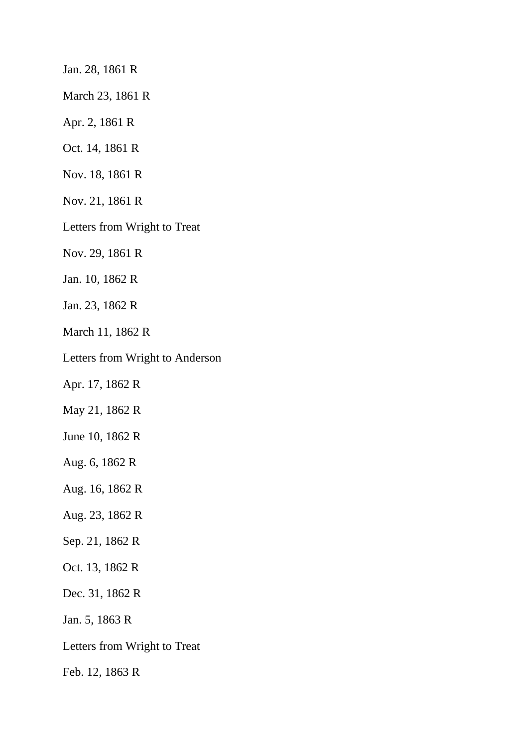Jan. 28, 1861 R

March 23, 1861 R

Apr. 2, 1861 R

Oct. 14, 1861 R

Nov. 18, 1861 R

Nov. 21, 1861 R

Letters from Wright to Treat

Nov. 29, 1861 R

Jan. 10, 1862 R

Jan. 23, 1862 R

March 11, 1862 R

Letters from Wright to Anderson

Apr. 17, 1862 R

May 21, 1862 R

June 10, 1862 R

Aug. 6, 1862 R

Aug. 16, 1862 R

Aug. 23, 1862 R

Sep. 21, 1862 R

Oct. 13, 1862 R

Dec. 31, 1862 R

Jan. 5, 1863 R

Letters from Wright to Treat

Feb. 12, 1863 R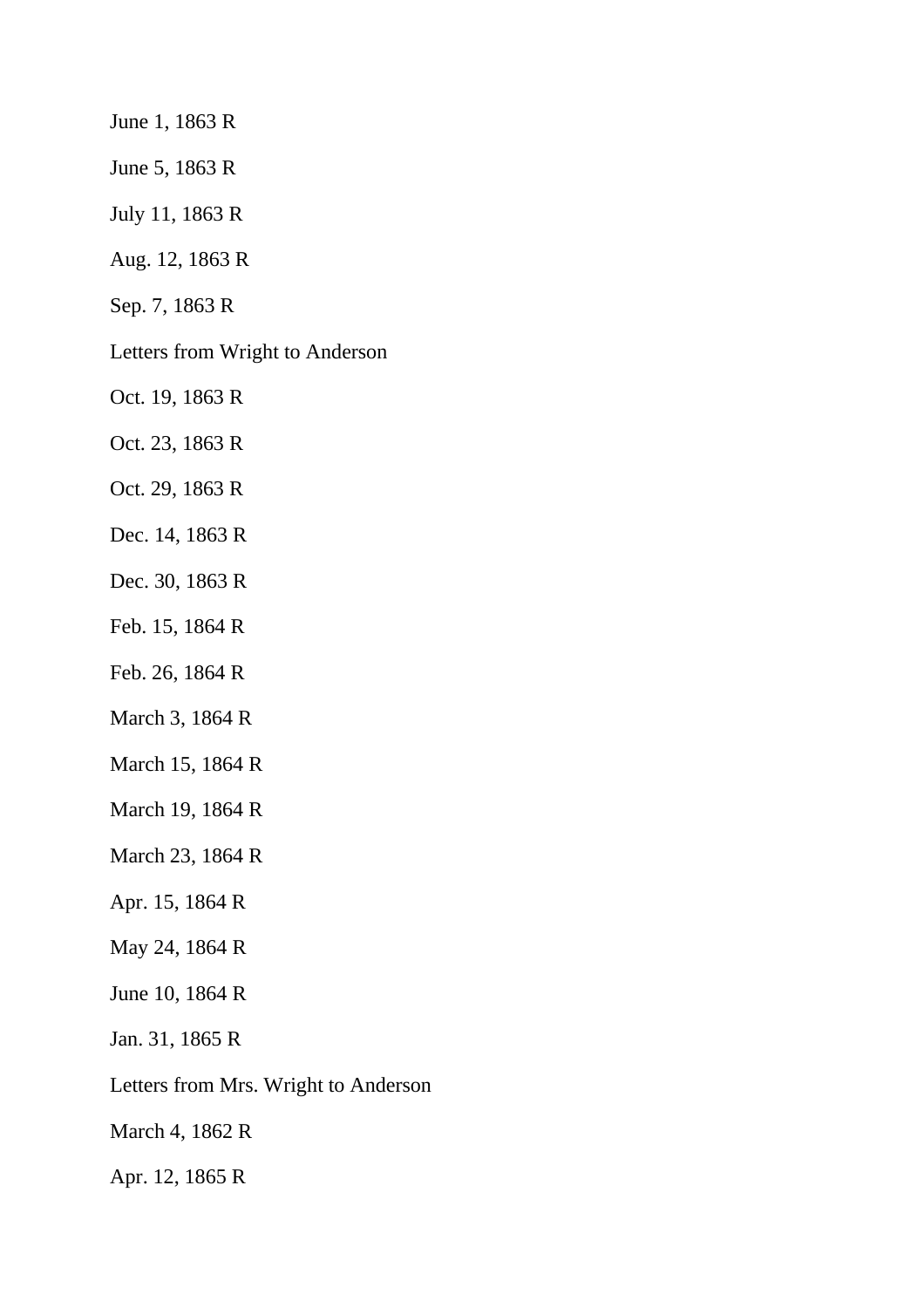June 1, 1863 R

June 5, 1863 R

July 11, 1863 R

Aug. 12, 1863 R

Sep. 7, 1863 R

Letters from Wright to Anderson

Oct. 19, 1863 R

Oct. 23, 1863 R

Oct. 29, 1863 R

Dec. 14, 1863 R

Dec. 30, 1863 R

Feb. 15, 1864 R

Feb. 26, 1864 R

March 3, 1864 R

March 15, 1864 R

March 19, 1864 R

March 23, 1864 R

Apr. 15, 1864 R

May 24, 1864 R

June 10, 1864 R

Jan. 31, 1865 R

Letters from Mrs. Wright to Anderson

March 4, 1862 R

Apr. 12, 1865 R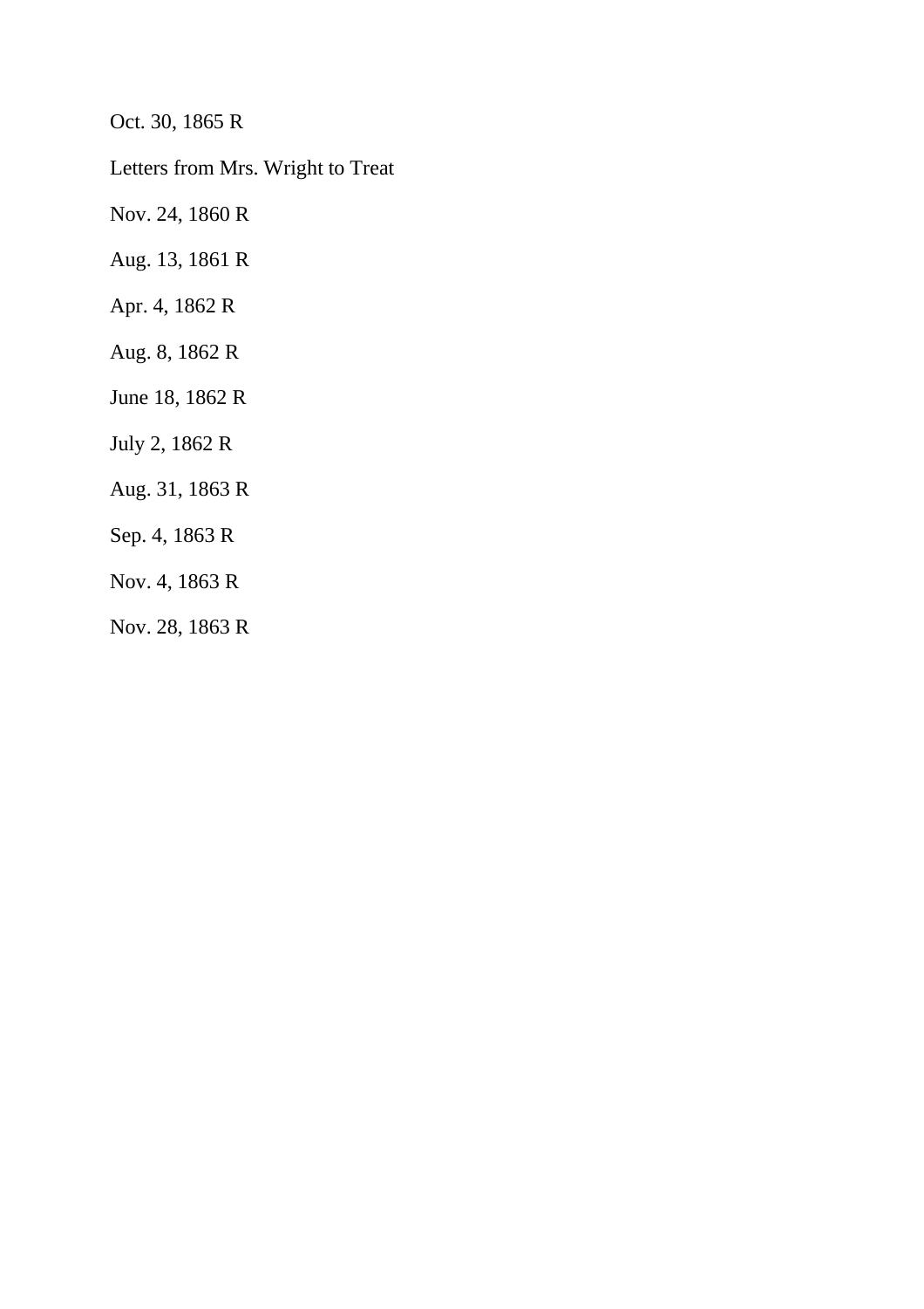Oct. 30, 1865 R

Letters from Mrs. Wright to Treat

Nov. 24, 1860 R

Aug. 13, 1861 R

Apr. 4, 1862 R

Aug. 8, 1862 R

June 18, 1862 R

July 2, 1862 R

Aug. 31, 1863 R

Sep. 4, 1863 R

Nov. 4, 1863 R

Nov. 28, 1863 R